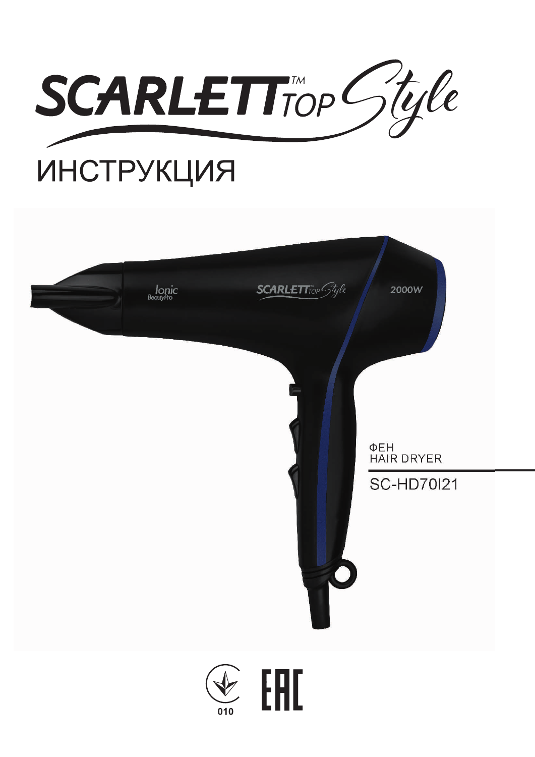# SCARLETT™ TOP Style

## ИНСТРУКЦИЯ

ФЕН
HAIR DRYER

SC-HD70I21

010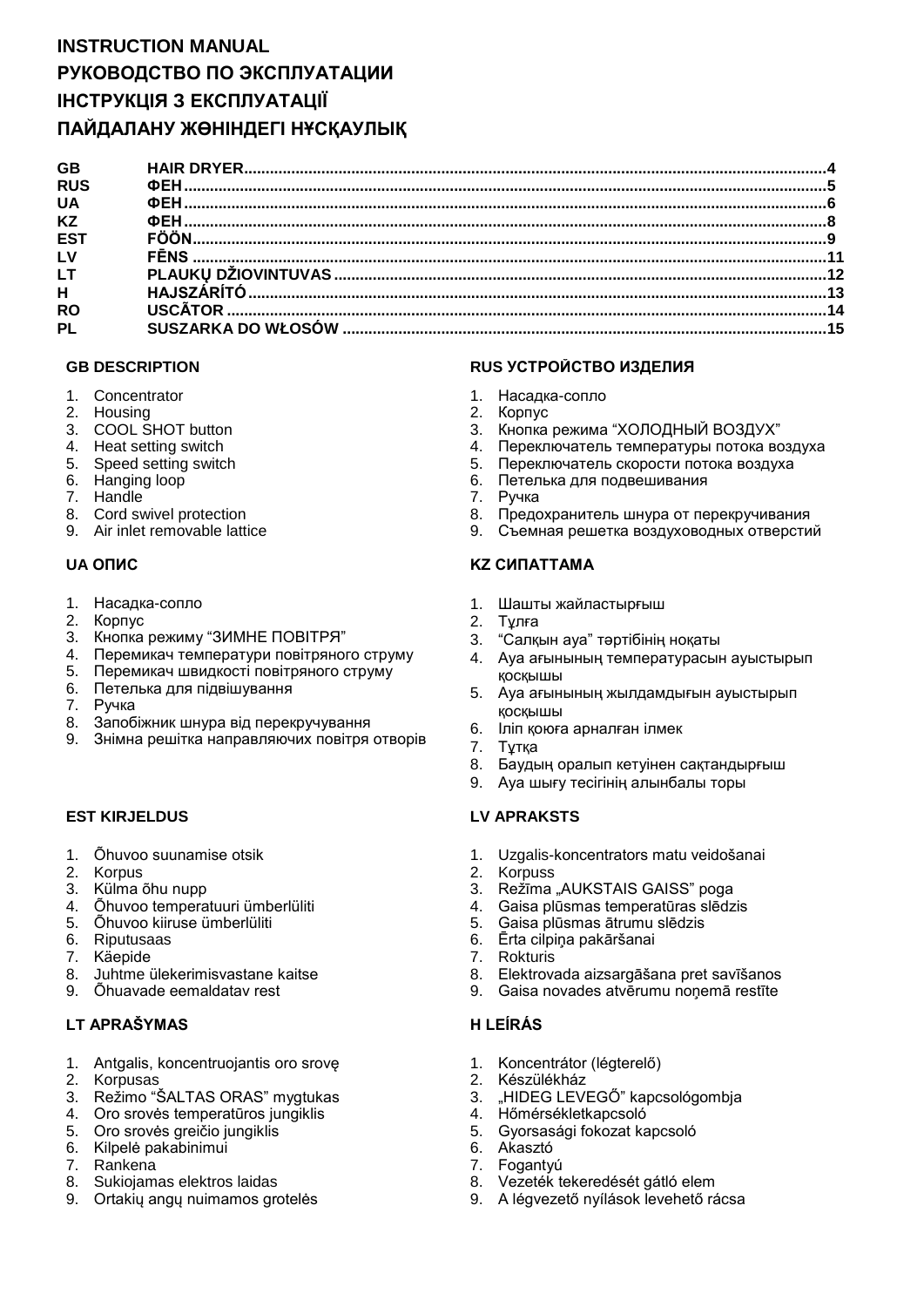# INSTRUCTION MANUAL
# РУКОВОДСТВО ПО ЭКСПЛУАТАЦИИ
# ІНСТРУКЦІЯ З ЕКСПЛУАТАЦІЇ
# ПАЙДАЛАНУ ЖӨНІНДЕГІ НҰСҚАУЛЫҚ

| | | |
|---|---|---|
| **GB** | **HAIR DRYER** | **4** |
| **RUS** | **ФЕН** | **5** |
| **UA** | **ФЕН** | **6** |
| **KZ** | **ФЕН** | **8** |
| **EST** | **FÖÖN** | **9** |
| **LV** | **FĒNS** | **11** |
| **LT** | **PLAUKŲ DŽIOVINTUVAS** | **12** |
| **H** | **HAJSZÁRÍTÓ** | **13** |
| **RO** | **USCĂTOR** | **14** |
| **PL** | **SUSZARKA DO WŁOSÓW** | **15** |

### GB DESCRIPTION

1. Concentrator
2. Housing
3. COOL SHOT button
4. Heat setting switch
5. Speed setting switch
6. Hanging loop
7. Handle
8. Cord swivel protection
9. Air inlet removable lattice

### RUS УСТРОЙСТВО ИЗДЕЛИЯ

1. Насадка-сопло
2. Корпус
3. Кнопка режима “ХОЛОДНЫЙ ВОЗДУХ”
4. Переключатель температуры потока воздуха
5. Переключатель скорости потока воздуха
6. Петелька для подвешивания
7. Ручка
8. Предохранитель шнура от перекручивания
9. Съемная решетка воздуховодных отверстий

### UA ОПИС

1. Насадка-сопло
2. Корпус
3. Кнопка режиму “ЗИМНЕ ПОВІТРЯ”
4. Перемикач температури повітряного струму
5. Перемикач швидкості повітряного струму
6. Петелька для підвішування
7. Ручка
8. Запобіжник шнура від перекручування
9. Знімна решітка направляючих повітря отворів

### KZ СИПАТТАМА

1. Шашты жайластырғыш
2. Тұлға
3. “Салқын ауа” тәртібінің ноқаты
4. Ауа ағынының температурасын ауыстырып қосқышы
5. Ауа ағынының жылдамдығын ауыстырып қосқышы
6. Іліп қоюға арналған ілмек
7. Тұтқа
8. Баудың оралып кетуінен сақтандырғыш
9. Ауа шығу тесігінің алынбалы торы

### EST KIRJELDUS

1. Õhuvoo suunamise otsik
2. Korpus
3. Külma õhu nupp
4. Õhuvoo temperatuuri ümberlüliti
5. Õhuvoo kiiruse ümberlüliti
6. Riputusaas
7. Käepide
8. Juhtme ülekerimisvastane kaitse
9. Õhuavade eemaldatav rest

### LV APRAKSTS

1. Uzgalis-koncentrators matu veidošanai
2. Korpuss
3. Režīma „AUKSTAIS GAISS” poga
4. Gaisa plūsmas temperatūras slēdzis
5. Gaisa plūsmas ātrumu slēdzis
6. Ērta cilpiņa pakāršanai
7. Rokturis
8. Elektrovada aizsargāšana pret savīšanos
9. Gaisa novades atvērumu noņemā restīte

### LT APRAŠYMAS

1. Antgalis, koncentruojantis oro srovę
2. Korpusas
3. Režimo “ŠALTAS ORAS” mygtukas
4. Oro srovės temperatūros jungiklis
5. Oro srovės greičio jungiklis
6. Kilpelė pakabinimui
7. Rankena
8. Sukiojamas elektros laidas
9. Ortakių angų nuimamos grotelės

### H LEÍRÁS

1. Koncentrátor (légterelő)
2. Készülékház
3. „HIDEG LEVEGŐ” kapcsológombja
4. Hőmérsékletkapcsoló
5. Gyorsasági fokozat kapcsoló
6. Akasztó
7. Fogantyú
8. Vezeték tekeredését gátló elem
9. A légvezető nyílások levehető rácsa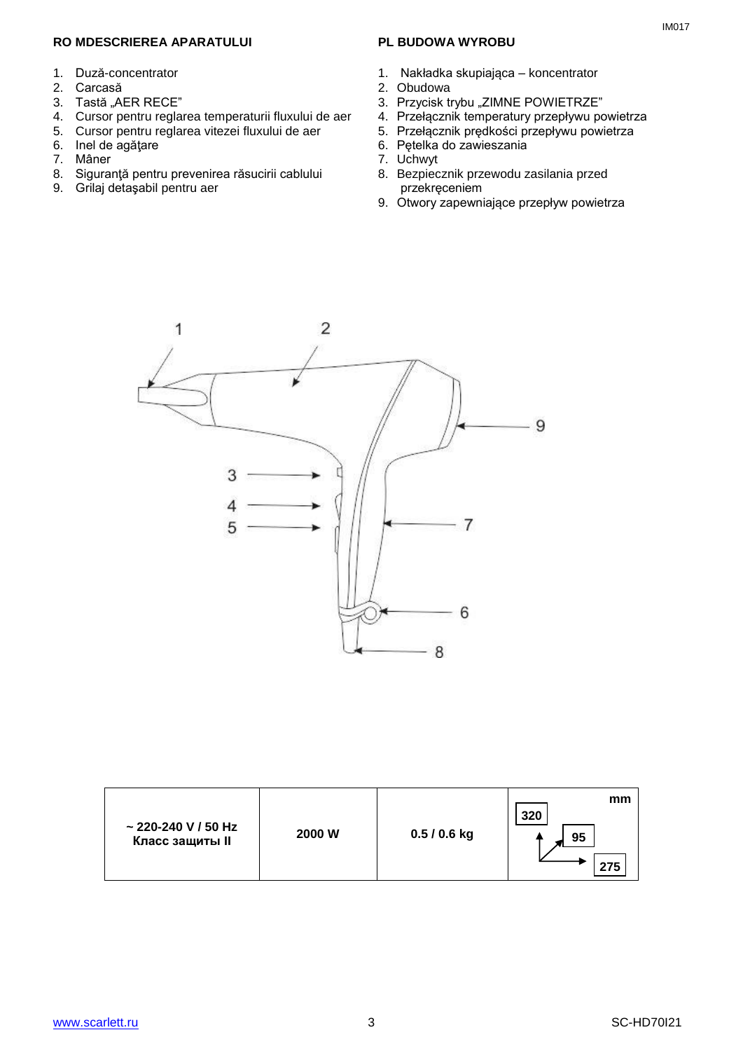**RO MDESCRIEREA APARATULUI**

1. Duză-concentrator
2. Carcasă
3. Tastă „AER RECE"
4. Cursor pentru reglarea temperaturii fluxului de aer
5. Cursor pentru reglarea vitezei fluxului de aer
6. Inel de agăţare
7. Mâner
8. Siguranţă pentru prevenirea răsucirii cablului
9. Grilaj detaşabil pentru aer

**PL BUDOWA WYROBU**

1. Nakładka skupiająca – koncentrator
2. Obudowa
3. Przycisk trybu „ZIMNE POWIETRZE"
4. Przełącznik temperatury przepływu powietrza
5. Przełącznik prędkości przepływu powietrza
6. Pętelka do zawieszania
7. Uchwyt
8. Bezpiecznik przewodu zasilania przed przekręceniem
9. Otwory zapewniające przepływ powietrza

| ~ 220-240 V / 50 Hz<br>Класс защиты II | 2000 W | 0.5 / 0.6 kg | mm<br>320 / 95 / 275 |
|---|---|---|---|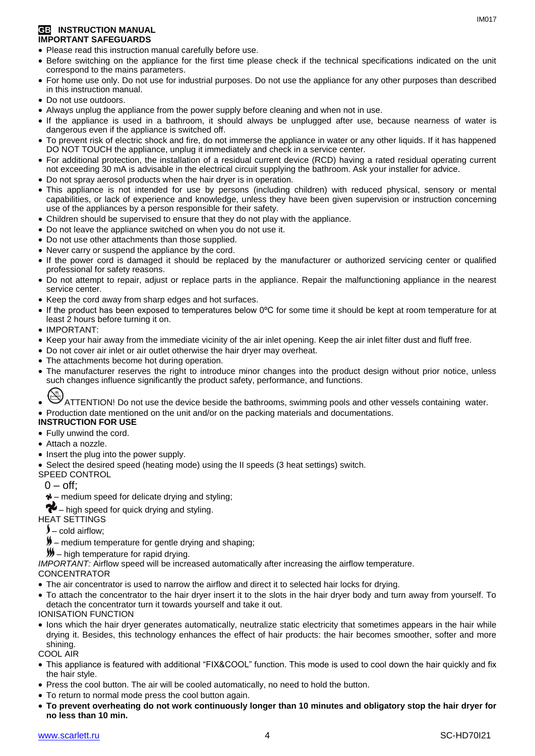## GB INSTRUCTION MANUAL

### IMPORTANT SAFEGUARDS

- Please read this instruction manual carefully before use.
- Before switching on the appliance for the first time please check if the technical specifications indicated on the unit correspond to the mains parameters.
- For home use only. Do not use for industrial purposes. Do not use the appliance for any other purposes than described in this instruction manual.
- Do not use outdoors.
- Always unplug the appliance from the power supply before cleaning and when not in use.
- If the appliance is used in a bathroom, it should always be unplugged after use, because nearness of water is dangerous even if the appliance is switched off.
- To prevent risk of electric shock and fire, do not immerse the appliance in water or any other liquids. If it has happened DO NOT TOUCH the appliance, unplug it immediately and check in a service center.
- For additional protection, the installation of a residual current device (RCD) having a rated residual operating current not exceeding 30 mA is advisable in the electrical circuit supplying the bathroom. Ask your installer for advice.
- Do not spray aerosol products when the hair dryer is in operation.
- This appliance is not intended for use by persons (including children) with reduced physical, sensory or mental capabilities, or lack of experience and knowledge, unless they have been given supervision or instruction concerning use of the appliances by a person responsible for their safety.
- Children should be supervised to ensure that they do not play with the appliance.
- Do not leave the appliance switched on when you do not use it.
- Do not use other attachments than those supplied.
- Never carry or suspend the appliance by the cord.
- If the power cord is damaged it should be replaced by the manufacturer or authorized servicing center or qualified professional for safety reasons.
- Do not attempt to repair, adjust or replace parts in the appliance. Repair the malfunctioning appliance in the nearest service center.
- Keep the cord away from sharp edges and hot surfaces.
- If the product has been exposed to temperatures below 0ºC for some time it should be kept at room temperature for at least 2 hours before turning it on.
- IMPORTANT:
- Keep your hair away from the immediate vicinity of the air inlet opening. Keep the air inlet filter dust and fluff free.
- Do not cover air inlet or air outlet otherwise the hair dryer may overheat.
- The attachments become hot during operation.
- The manufacturer reserves the right to introduce minor changes into the product design without prior notice, unless such changes influence significantly the product safety, performance, and functions.
- ATTENTION! Do not use the device beside the bathrooms, swimming pools and other vessels containing water.
- Production date mentioned on the unit and/or on the packing materials and documentations.

### INSTRUCTION FOR USE

- Fully unwind the cord.
- Attach a nozzle.
- Insert the plug into the power supply.
- Select the desired speed (heating mode) using the II speeds (3 heat settings) switch.

SPEED CONTROL

0 – off;

– medium speed for delicate drying and styling;

– high speed for quick drying and styling.

HEAT SETTINGS

– cold airflow;

– medium temperature for gentle drying and shaping;

– high temperature for rapid drying.

*IMPORTANT:* Airflow speed will be increased automatically after increasing the airflow temperature.

CONCENTRATOR

- The air concentrator is used to narrow the airflow and direct it to selected hair locks for drying.
- To attach the concentrator to the hair dryer insert it to the slots in the hair dryer body and turn away from yourself. To detach the concentrator turn it towards yourself and take it out.

IONISATION FUNCTION

- Ions which the hair dryer generates automatically, neutralize static electricity that sometimes appears in the hair while drying it. Besides, this technology enhances the effect of hair products: the hair becomes smoother, softer and more shining.

COOL AIR

- This appliance is featured with additional "FIX&COOL" function. This mode is used to cool down the hair quickly and fix the hair style.
- Press the cool button. The air will be cooled automatically, no need to hold the button.
- To return to normal mode press the cool button again.
- **To prevent overheating do not work continuously longer than 10 minutes and obligatory stop the hair dryer for no less than 10 min.**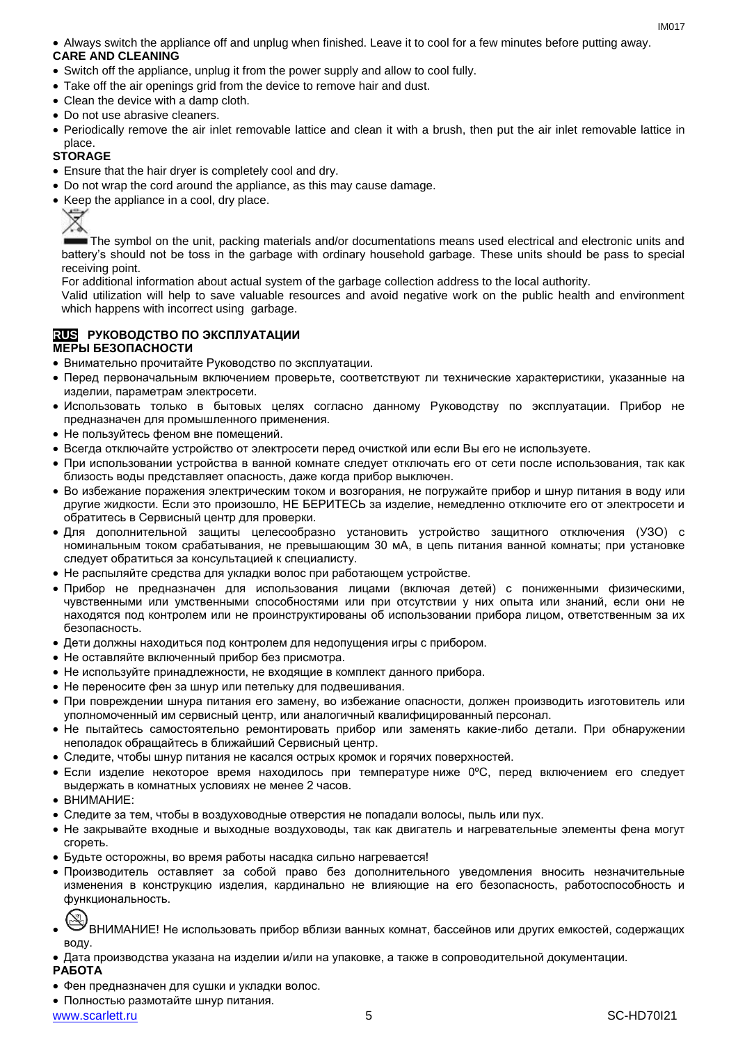- Always switch the appliance off and unplug when finished. Leave it to cool for a few minutes before putting away.

**CARE AND CLEANING**

- Switch off the appliance, unplug it from the power supply and allow to cool fully.
- Take off the air openings grid from the device to remove hair and dust.
- Clean the device with a damp cloth.
- Do not use abrasive cleaners.
- Periodically remove the air inlet removable lattice and clean it with a brush, then put the air inlet removable lattice in place.

**STORAGE**

- Ensure that the hair dryer is completely cool and dry.
- Do not wrap the cord around the appliance, as this may cause damage.
- Keep the appliance in a cool, dry place.

The symbol on the unit, packing materials and/or documentations means used electrical and electronic units and battery's should not be toss in the garbage with ordinary household garbage. These units should be pass to special receiving point.

For additional information about actual system of the garbage collection address to the local authority.

Valid utilization will help to save valuable resources and avoid negative work on the public health and environment which happens with incorrect using garbage.

## RUS РУКОВОДСТВО ПО ЭКСПЛУАТАЦИИ

**МЕРЫ БЕЗОПАСНОСТИ**

- Внимательно прочитайте Руководство по эксплуатации.
- Перед первоначальным включением проверьте, соответствуют ли технические характеристики, указанные на изделии, параметрам электросети.
- Использовать только в бытовых целях согласно данному Руководству по эксплуатации. Прибор не предназначен для промышленного применения.
- Не пользуйтесь феном вне помещений.
- Всегда отключайте устройство от электросети перед очисткой или если Вы его не используете.
- При использовании устройства в ванной комнате следует отключать его от сети после использования, так как близость воды представляет опасность, даже когда прибор выключен.
- Во избежание поражения электрическим током и возгорания, не погружайте прибор и шнур питания в воду или другие жидкости. Если это произошло, НЕ БЕРИТЕСЬ за изделие, немедленно отключите его от электросети и обратитесь в Сервисный центр для проверки.
- Для дополнительной защиты целесообразно установить устройство защитного отключения (УЗО) с номинальным током срабатывания, не превышающим 30 мА, в цепь питания ванной комнаты; при установке следует обратиться за консультацией к специалисту.
- Не распыляйте средства для укладки волос при работающем устройстве.
- Прибор не предназначен для использования лицами (включая детей) с пониженными физическими, чувственными или умственными способностями или при отсутствии у них опыта или знаний, если они не находятся под контролем или не проинструктированы об использовании прибора лицом, ответственным за их безопасность.
- Дети должны находиться под контролем для недопущения игры с прибором.
- Не оставляйте включенный прибор без присмотра.
- Не используйте принадлежности, не входящие в комплект данного прибора.
- Не переносите фен за шнур или петельку для подвешивания.
- При повреждении шнура питания его замену, во избежание опасности, должен производить изготовитель или уполномоченный им сервисный центр, или аналогичный квалифицированный персонал.
- Не пытайтесь самостоятельно ремонтировать прибор или заменять какие-либо детали. При обнаружении неполадок обращайтесь в ближайший Сервисный центр.
- Следите, чтобы шнур питания не касался острых кромок и горячих поверхностей.
- Если изделие некоторое время находилось при температуре ниже 0ºC, перед включением его следует выдержать в комнатных условиях не менее 2 часов.
- ВНИМАНИЕ:
- Следите за тем, чтобы в воздуховодные отверстия не попадали волосы, пыль или пух.
- Не закрывайте входные и выходные воздуховоды, так как двигатель и нагревательные элементы фена могут сгореть.
- Будьте осторожны, во время работы насадка сильно нагревается!
- Производитель оставляет за собой право без дополнительного уведомления вносить незначительные изменения в конструкцию изделия, кардинально не влияющие на его безопасность, работоспособность и функциональность.
- ВНИМАНИЕ! Не использовать прибор вблизи ванных комнат, бассейнов или других емкостей, содержащих воду.
- Дата производства указана на изделии и/или на упаковке, а также в сопроводительной документации.

**РАБОТА**

- Фен предназначен для сушки и укладки волос.
- Полностью размотайте шнур питания.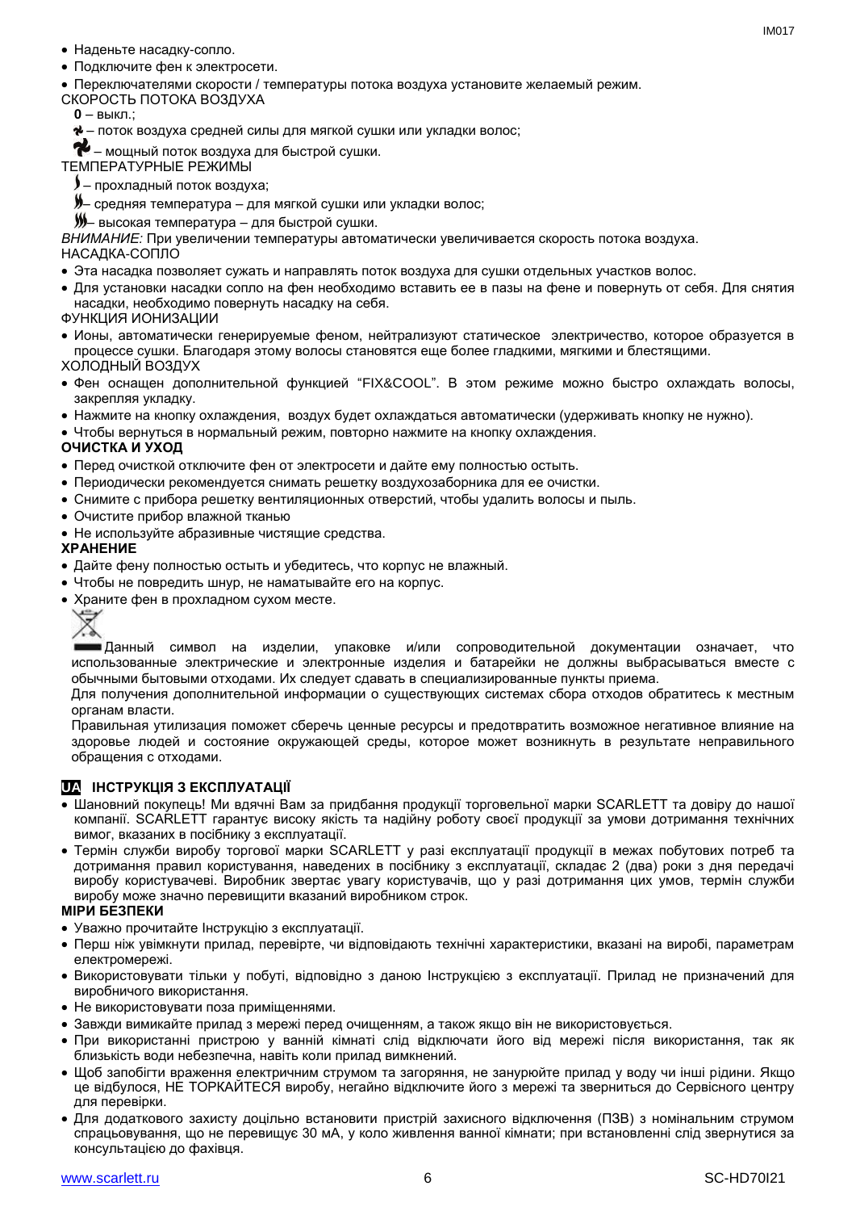- Наденьте насадку-сопло.
- Подключите фен к электросети.
- Переключателями скорости / температуры потока воздуха установите желаемый режим.

СКОРОСТЬ ПОТОКА ВОЗДУХА

**0** – выкл.;

– поток воздуха средней силы для мягкой сушки или укладки волос;

– мощный поток воздуха для быстрой сушки.

ТЕМПЕРАТУРНЫЕ РЕЖИМЫ

– прохладный поток воздуха;

– средняя температура – для мягкой сушки или укладки волос;

– высокая температура – для быстрой сушки.

*ВНИМАНИЕ:* При увеличении температуры автоматически увеличивается скорость потока воздуха.

НАСАДКА-СОПЛО

- Эта насадка позволяет сужать и направлять поток воздуха для сушки отдельных участков волос.
- Для установки насадки сопло на фен необходимо вставить ее в пазы на фене и повернуть от себя. Для снятия насадки, необходимо повернуть насадку на себя.

ФУНКЦИЯ ИОНИЗАЦИИ

- Ионы, автоматически генерируемые феном, нейтрализуют статическое электричество, которое образуется в процессе сушки. Благодаря этому волосы становятся еще более гладкими, мягкими и блестящими.

ХОЛОДНЫЙ ВОЗДУХ

- Фен оснащен дополнительной функцией “FIX&COOL”. В этом режиме можно быстро охлаждать волосы, закрепляя укладку.
- Нажмите на кнопку охлаждения, воздух будет охлаждаться автоматически (удерживать кнопку не нужно).
- Чтобы вернуться в нормальный режим, повторно нажмите на кнопку охлаждения.

**ОЧИСТКА И УХОД**

- Перед очисткой отключите фен от электросети и дайте ему полностью остыть.
- Периодически рекомендуется снимать решетку воздухозаборника для ее очистки.
- Снимите с прибора решетку вентиляционных отверстий, чтобы удалить волосы и пыль.
- Очистите прибор влажной тканью
- Не используйте абразивные чистящие средства.

**ХРАНЕНИЕ**

- Дайте фену полностью остыть и убедитесь, что корпус не влажный.
- Чтобы не повредить шнур, не наматывайте его на корпус.
- Храните фен в прохладном сухом месте.

Данный символ на изделии, упаковке и/или сопроводительной документации означает, что использованные электрические и электронные изделия и батарейки не должны выбрасываться вместе с обычными бытовыми отходами. Их следует сдавать в специализированные пункты приема.

Для получения дополнительной информации о существующих системах сбора отходов обратитесь к местным органам власти.

Правильная утилизация поможет сберечь ценные ресурсы и предотвратить возможное негативное влияние на здоровье людей и состояние окружающей среды, которое может возникнуть в результате неправильного обращения с отходами.

## UA ІНСТРУКЦІЯ З ЕКСПЛУАТАЦІЇ

- Шановний покупець! Ми вдячні Вам за придбання продукції торговельної марки SCARLETT та довіру до нашої компанії. SCARLETT гарантує високу якість та надійну роботу своєї продукції за умови дотримання технічних вимог, вказаних в посібнику з експлуатації.
- Термін служби виробу торгової марки SCARLETT у разі експлуатації продукції в межах побутових потреб та дотримання правил користування, наведених в посібнику з експлуатації, складає 2 (два) роки з дня передачі виробу користувачеві. Виробник звертає увагу користувачів, що у разі дотримання цих умов, термін служби виробу може значно перевищити вказаний виробником строк.

**МІРИ БЕЗПЕКИ**

- Уважно прочитайте Інструкцію з експлуатації.
- Перш ніж увімкнути прилад, перевірте, чи відповідають технічні характеристики, вказані на виробі, параметрам електромережі.
- Використовувати тільки у побуті, відповідно з даною Інструкцією з експлуатації. Прилад не призначений для виробничого використання.
- Не використовувати поза приміщеннями.
- Завжди вимикайте прилад з мережі перед очищенням, а також якщо він не використовується.
- При використанні пристрою у ванній кімнаті слід відключати його від мережі після використання, так як близькість води небезпечна, навіть коли прилад вимкнений.
- Щоб запобігти враження електричним струмом та загоряння, не занурюйте прилад у воду чи інші рідини. Якщо це відбулося, НЕ ТОРКАЙТЕСЯ виробу, негайно відключите його з мережі та зверниться до Сервісного центру для перевірки.
- Для додаткового захисту доцільно встановити пристрій захисного відключення (ПЗВ) з номінальним струмом спрацьовування, що не перевищує 30 мА, у коло живлення ванної кімнати; при встановленні слід звернутися за консультацією до фахівця.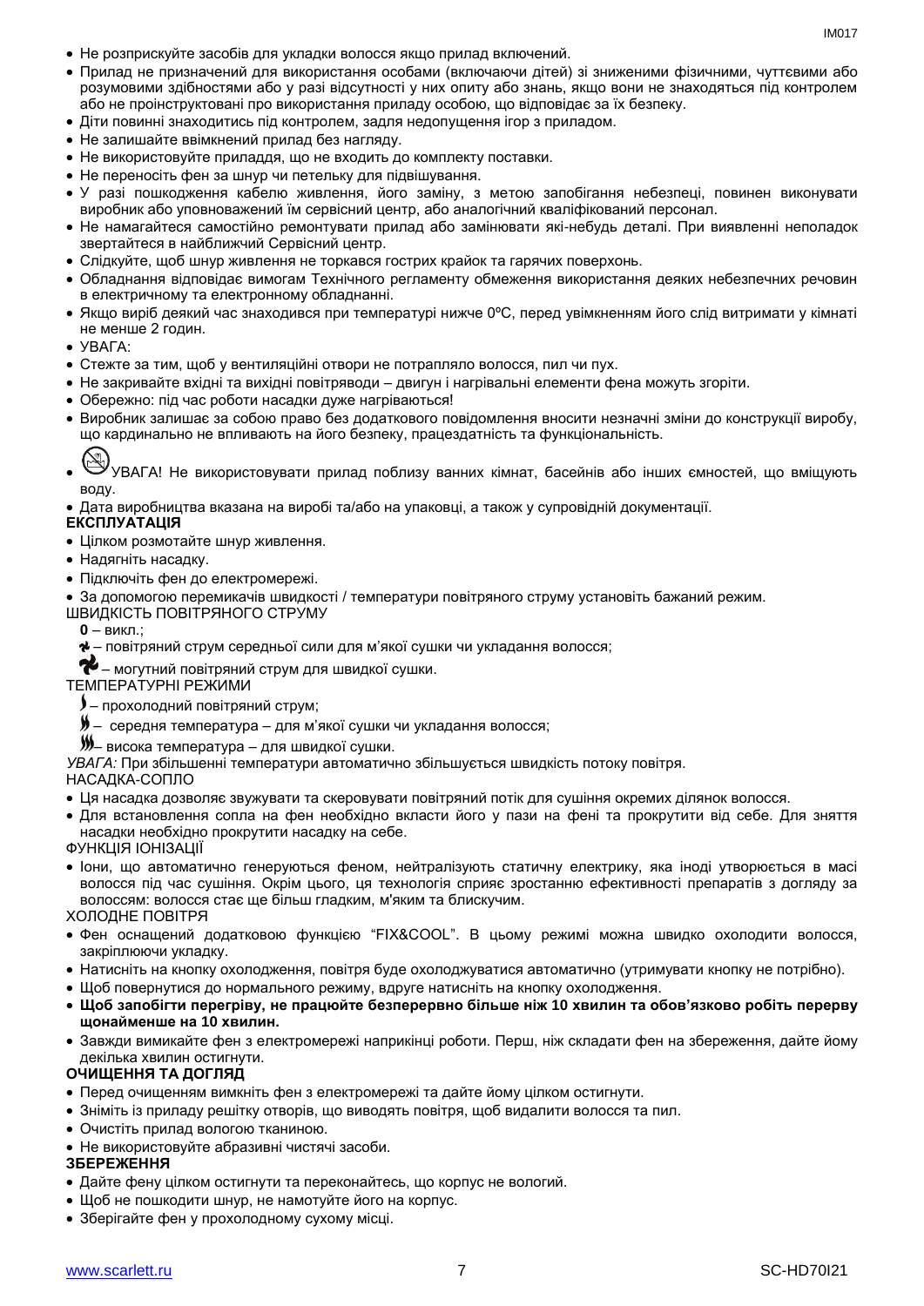- Не розприскуйте засобів для укладки волосся якщо прилад включений.
- Прилад не призначений для використання особами (включаючи дітей) зі зниженими фізичними, чуттєвими або розумовими здібностями або у разі відсутності у них опиту або знань, якщо вони не знаходяться під контролем або не проінструктовані про використання приладу особою, що відповідає за їх безпеку.
- Діти повинні знаходитись під контролем, задля недопущення ігор з приладом.
- Не залишайте ввімкнений прилад без нагляду.
- Не використовуйте приладдя, що не входить до комплекту поставки.
- Не переносіть фен за шнур чи петельку для підвішування.
- У разі пошкодження кабелю живлення, його заміну, з метою запобігання небезпеці, повинен виконувати виробник або уповноважений їм сервісний центр, або аналогічний кваліфікований персонал.
- Не намагайтеся самостійно ремонтувати прилад або замінювати які-небудь деталі. При виявленні неполадок звертайтеся в найближчий Сервісний центр.
- Слідкуйте, щоб шнур живлення не торкався гострих крайок та гарячих поверхонь.
- Обладнання відповідає вимогам Технічного регламенту обмеження використання деяких небезпечних речовин в електричному та електронному обладнанні.
- Якщо виріб деякий час знаходився при температурі нижче 0ºC, перед увімкненням його слід витримати у кімнаті не менше 2 годин.
- УВАГА:
- Стежте за тим, щоб у вентиляційні отвори не потрапляло волосся, пил чи пух.
- Не закривайте вхідні та вихідні повітряводи – двигун і нагрівальні елементи фена можуть згоріти.
- Обережно: під час роботи насадки дуже нагріваються!
- Виробник залишає за собою право без додаткового повідомлення вносити незначні зміни до конструкції виробу, що кардинально не впливають на його безпеку, працездатність та функціональність.
- УВАГА! Не використовувати прилад поблизу ванних кімнат, басейнів або інших ємностей, що вміщують воду.
- Дата виробництва вказана на виробі та/або на упаковці, а також у супровідній документації.

**ЕКСПЛУАТАЦІЯ**

- Цілком розмотайте шнур живлення.
- Надягніть насадку.
- Підключіть фен до електромережі.
- За допомогою перемикачів швидкості / температури повітряного струму установіть бажаний режим.

ШВИДКІСТЬ ПОВІТРЯНОГО СТРУМУ

**0** – вимк.;

– повітряний струм середньої сили для м'якої сушки чи укладання волосся;

– могутний повітряний струм для швидкої сушки.

ТЕМПЕРАТУРНІ РЕЖИМИ

– прохолодний повітряний струм;

– середня температура – для м'якої сушки чи укладання волосся;

– висока температура – для швидкої сушки.

*УВАГА:* При збільшенні температури автоматично збільшується швидкість потоку повітря.

НАСАДКА-СОПЛО

- Ця насадка дозволяє звужувати та скеровувати повітряний потік для сушіння окремих ділянок волосся.
- Для встановлення сопла на фен необхідно вкласти його у пази на фені та прокрутити від себе. Для зняття насадки необхідно прокрутити насадку на себе.

ФУНКЦІЯ ІОНІЗАЦІЇ

- Іони, що автоматично генеруються феном, нейтралізують статичну електрику, яка іноді утворюється в масі волосся під час сушіння. Окрім цього, ця технологія сприяє зростанню ефективності препаратів з догляду за волоссям: волосся стає ще більш гладким, м'яким та блискучим.

ХОЛОДНЕ ПОВІТРЯ

- Фен оснащений додатковою функцією "FIX&COOL". В цьому режимі можна швидко охолодити волосся, закріплюючи укладку.
- Натисніть на кнопку охолодження, повітря буде охолоджуватися автоматично (утримувати кнопку не потрібно).
- Щоб повернутися до нормального режиму, вдруге натисніть на кнопку охолодження.
- **Щоб запобігти перегріву, не працюйте безперервно більше ніж 10 хвилин та обов'язково робіть перерву щонайменше на 10 хвилин.**
- Завжди вимикайте фен з електромережі наприкінці роботи. Перш, ніж складати фен на збереження, дайте йому декілька хвилин остигнути.

**ОЧИЩЕННЯ ТА ДОГЛЯД**

- Перед очищенням вимкніть фен з електромережі та дайте йому цілком остигнути.
- Зніміть із приладу решітку отворів, що виводять повітря, щоб видалити волосся та пил.
- Очистіть прилад вологою тканиною.
- Не використовуйте абразивні чистячі засоби.

**ЗБЕРЕЖЕННЯ**

- Дайте фену цілком остигнути та переконайтесь, що корпус не вологий.
- Щоб не пошкодити шнур, не намотуйте його на корпус.
- Зберігайте фен у прохолодному сухому місці.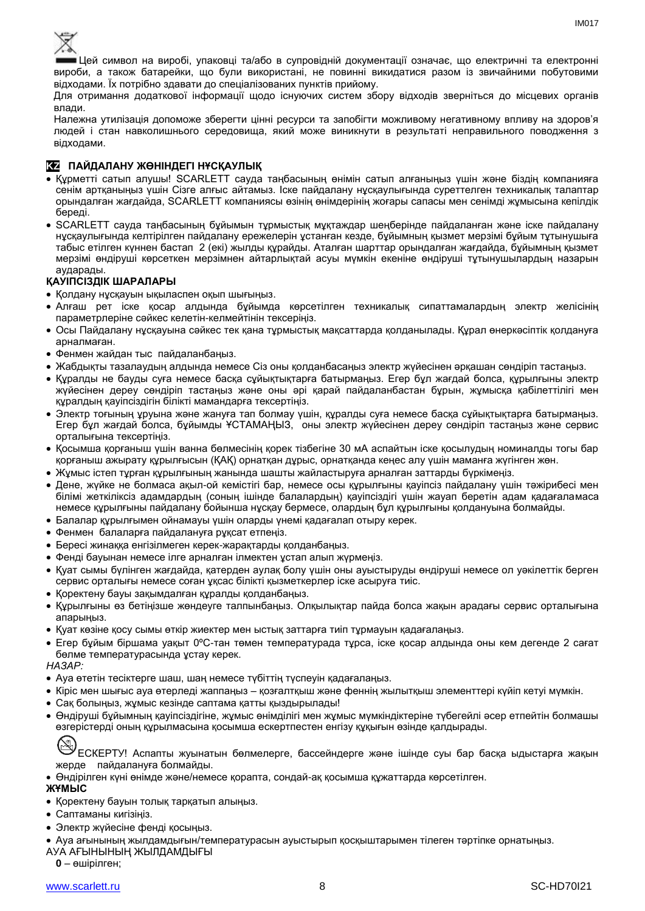Цей символ на виробі, упаковці та/або в супровідній документації означає, що електричні та електронні вироби, а також батарейки, що були використані, не повинні викидатися разом із звичайними побутовими відходами. Їх потрібно здавати до спеціалізованих пунктів прийому.

Для отримання додаткової інформації щодо існуючих систем збору відходів зверніться до місцевих органів влади.

Належна утилізація допоможе зберегти цінні ресурси та запобігти можливому негативному впливу на здоров'я людей і стан навколишнього середовища, який може виникнути в результаті неправильного поводження з відходами.

## KZ ПАЙДАЛАНУ ЖӨНІНДЕГІ НҰСҚАУЛЫҚ

- Құрметті сатып алушы! SCARLETT сауда таңбасының өнімін сатып алғаныңыз үшін және біздің компанияға сенім артқаныңыз үшін Сізге алғыс айтамыз. Іске пайдалану нұсқаулығында суреттелген техникалық талаптар орындалған жағдайда, SCARLETT компаниясы өзінің өнімдерінің жоғары сапасы мен сенімді жұмысына кепілдік береді.
- SCARLETT сауда таңбасының бұйымын тұрмыстық мұқтаждар шеңберінде пайдаланған және іске пайдалану нұсқаулығында келтірілген пайдалану ережелерін ұстанған кезде, бұйымның қызмет мерзімі бұйым тұтынушыға табыс етілген күннен бастап 2 (екі) жылды құрайды. Аталған шарттар орындалған жағдайда, бұйымның қызмет мерзімі өндіруші көрсеткен мерзімнен айтарлықтай асуы мүмкін екеніне өндіруші тұтынушылардың назарын аударады.

**ҚАУІПСІЗДІК ШАРАЛАРЫ**

- Қолдану нұсқауын ықыласпен оқып шығыңыз.
- Алғаш рет іске қосар алдында бұйымда көрсетілген техникалық сипаттамалардың электр желісінің параметрлеріне сәйкес келетін-келмейтінін тексеріңіз.
- Осы Пайдалану нұсқауына сәйкес тек қана тұрмыстық мақсаттарда қолданылады. Құрал өнеркәсіптік қолдануға арналмаған.
- Фенмен жайдан тыс пайдаланбаңыз.
- Жабдықты тазалаудың алдында немесе Сіз оны қолданбасаңыз электр жүйесінен әрқашан сөндіріп тастаңыз.
- Құралды не бауды суға немесе басқа сұйықтықтарға батырмаңыз. Егер бұл жағдай болса, құрылғыны электр жүйесінен дереу сөндіріп тастаңыз және оны әрі қарай пайдаланбастан бұрын, жұмысқа қабілеттілігі мен құралдың қауіпсіздігін білікті мамандарға тексертіңіз.
- Электр тоғының ұруына және жануға тап болмау үшін, құралды суға немесе басқа сұйықтықтарға батырмаңыз. Егер бұл жағдай болса, бұйымды ҰСТАМАҢЫЗ, оны электр жүйесінен дереу сөндіріп тастаңыз және сервис орталығына тексертіңіз.
- Қосымша қорғаныш үшін ванна бөлмесінің қорек тізбегіне 30 мА аспайтын іске қосылудың номиналды тогы бар қорғаныш ажырату құрылғысын (ҚАҚ) орнатқан дұрыс, орнатқанда кеңес алу үшін маманға жүгінген жөн.
- Жұмыс істеп тұрған құрылғының жанында шашты жайластыруға арналған заттарды бүркімеңіз.
- Дене, жүйке не болмаса ақыл-ой кемістігі бар, немесе осы құрылғыны қауіпсіз пайдалану үшін тәжірибесі мен білімі жеткіліксіз адамдардың (соның ішінде балалардың) қауіпсіздігі үшін жауап беретін адам қадағаламаса немесе құрылғыны пайдалану бойынша нұсқау бермесе, олардың бұл құрылғыны қолдануына болмайды.
- Балалар құрылғымен ойнамауы үшін оларды үнемі қадағалап отыру керек.
- Фенмен балаларға пайдалануға рұқсат етпеңіз.
- Бересі жинаққа енгізілмеген керек-жарақтарды қолданбаңыз.
- Фенді бауынан немесе ілге арналған ілмектен ұстап алып жүрмеңіз.
- Қуат сымы бүлінген жағдайда, қатерден аулақ болу үшін оны ауыстыруды өндіруші немесе ол уәкілеттік берген сервис орталығы немесе соған ұқсас білікті қызметкерлер іске асыруға тиіс.
- Қоректену бауы зақымдалған құралды қолданбаңыз.
- Құрылғыны өз бетіңізше жөндеуге талпынбаңыз. Олқылықтар пайда болса жақын арадағы сервис орталығына апарыңыз.
- Қуат көзіне қосу сымы өткір жиектер мен ыстық заттарға тиіп тұрмауын қадағалаңыз.
- Егер бұйым біршама уақыт 0ºC-тан төмен температурада тұрса, іске қосар алдында оны кем дегенде 2 сағат бөлме температурасында ұстау керек.

*НАЗАР:*

- Ауа өтетін тесіктерге шаш, шаң немесе түбіттің түспеуін қадағалаңыз.
- Кіріс мен шығыс ауа өтерледі жаппаңыз – қозғалтқыш және феннің жылытқыш элементтері күйіп кетуі мүмкін.
- Сақ болыңыз, жұмыс кезінде саптама қатты қызырылады!
- Өндіруші бұйымның қауіпсіздігіне, жұмыс өнімділігі мен жұмыс мүмкіндіктеріне түбегейлі әсер етпейтін болмашы өзгерістерді оның құрылмасына қосымша ескертпестен енгізу құқығын өзінде қалдырады.

ЕСКЕРТУ! Аспапты жуынатын бөлмелерге, бассейндерге және ішінде суы бар басқа ыдыстарға жақын жерде пайдалануға болмайды.

- Өндірілген күні өнімде және/немесе қорапта, сондай-ақ қосымша құжаттарда көрсетілген.

**ЖҰМЫС**

- Қоректену бауын толық тарқатып алыңыз.
- Саптаманы кигізіңіз.
- Электр жүйесіне фенді қосыңыз.
- Ауа ағынының жылдамдығын/температурасын ауыстырып қосқыштарымен тілеген тәртіпке орнатыңыз.

АУА АҒЫНЫНЫҢ ЖЫЛДАМДЫҒЫ

**0** – өшірілген;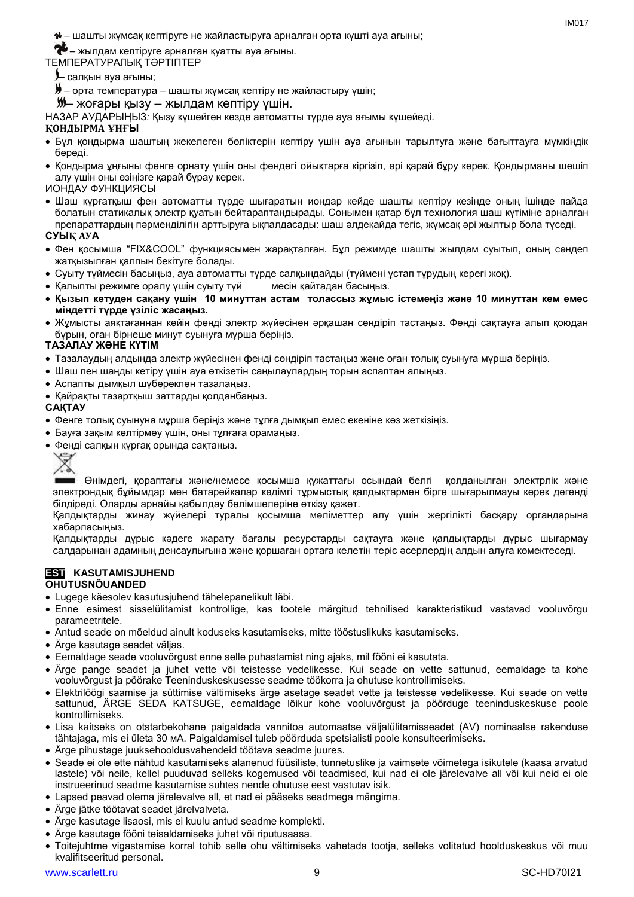– шашты жұмсақ кептіруге не жайластыруға арналған орта күшті ауа ағыны;

– жылдам кептіруге арналған қуатты ауа ағыны.

ТЕМПЕРАТУРАЛЫҚ ТӘРТІПТЕР

– салқын ауа ағыны;

– орта температура – шашты жұмсақ кептіру не жайластыру үшін;

– жоғары қызу – жылдам кептіру үшін.

НАЗАР АУДАРЫҢЫЗ: Қызу күшейген кезде автоматты түрде ауа ағымы күшейеді.

**ҚОНДЫРМА ҰҢҒЫ**

- Бұл қондырма шаштың жекелеген бөліктерін кептіру үшін ауа ағынын тарылтуға және бағыттауға мүмкіндік береді.
- Қондырма ұңғыны фенге орнату үшін оны фендегі ойықтарға кіргізіп, әрі қарай бұру керек. Қондырманы шешіп алу үшін оны өзіңізге қарай бұрау керек.

ИОНДАУ ФУНКЦИЯСЫ

- Шаш құрғатқыш фен автоматты түрде шығаратын иондар кейде шашты кептіру кезінде оның ішінде пайда болатын статикалық электр қуатын бейтараптандырады. Сонымен қатар бұл технология шаш күтіміне арналған препараттардың пәрменділігін арттыруға ықпалдасады: шаш әлдеқайда тегіс, жұмсақ әрі жылтыр бола түседі.

**СУЫҚ АУА**

- Фен қосымша "FIX&COOL" функциясымен жарақталған. Бұл режимде шашты жылдам суытып, оның сәндеп жатқызылған қалпын бекітуге болады.
- Суыту түймесін басыңыз, ауа автоматты түрде салқындайды (түймені ұстап тұрудың керегі жоқ).
- Қалыпты режимге оралу үшін суыту түймесін қайтадан басыңыз.
- **Қызып кетуден сақану үшін 10 минуттан астам толассыз жұмыс істемеңіз және 10 минуттан кем емес міндетті түрде үзіліс жасаңыз.**
- Жұмысты аяқтағаннан кейін фенді электр жүйесінен әрқашан сөндіріп тастаңыз. Фенді сақтауға алып қоюдан бұрын, оған бірнеше минут суынуға мұрша беріңіз.

**ТАЗАЛАУ ЖӘНЕ КҮТІМ**

- Тазалаудың алдында электр жүйесінен фенді сөндіріп тастаңыз және оған толық суынуға мұрша беріңіз.
- Шаш пен шаңды кетіру үшін ауа өткізетін саңылаулардың торын аспаптан алыңыз.
- Аспапты дымқыл шүберекпен тазалаңыз.
- Қайрақты тазартқыш заттарды қолданбаңыз.

**САҚТАУ**

- Фенге толық суынуна мұрша беріңіз және тұлға дымқыл емес екеніне көз жеткізіңіз.
- Бауға зақым келтірмеу үшін, оны тұлғаға орамаңыз.
- Фенді салқын құрғақ орында сақтаңыз.

Өнімдегі, қораптағы және/немесе қосымша құжаттағы осындай белгі қолданылған электрлік және электрондық бұйымдар мен батарейкалар кәдімгі тұрмыстық қалдықтармен бірге шығарылмауы керек дегенді білдіреді. Оларды арнайы қабылдау бөлімшелеріне өткізу қажет.

Қалдықтарды жинау жүйелері туралы қосымша мәліметтер алу үшін жергілікті басқару органдарына хабарласыңыз.

Қалдықтарды дұрыс кәдеге жарату бағалы ресурстарды сақтауға және қалдықтарды дұрыс шығармау салдарынан адамның денсаулығына және қоршаған ортаға келетін теріс әсерлердің алдын алуға көмектеседі.

## EST KASUTAMISJUHEND

**OHUTUSNÕUANDED**

- Lugege käesolev kasutusjuhend tähelepanelikult läbi.
- Enne esimest sisselülitamist kontrollige, kas tootele märgitud tehnilised karakteristikud vastavad vooluvõrgu parameetritele.
- Antud seade on mõeldud ainult koduseks kasutamiseks, mitte tööstuslikuks kasutamiseks.
- Ärge kasutage seadet väljas.
- Eemaldage seade vooluvõrgust enne selle puhastamist ning ajaks, mil fööni ei kasutata.
- Ärge pange seadet ja juhet vette või teistesse vedelikesse. Kui seade on vette sattunud, eemaldage ta kohe vooluvõrgust ja pöörake Teeninduskeskusesse seadme töökorra ja ohutuse kontrollimiseks.
- Elektrilöögi saamise ja süttimise vältimiseks ärge asetage seadet vette ja teistesse vedelikesse. Kui seade on vette sattunud, ÄRGE SEDA KATSUGE, eemaldage lõikur kohe vooluvõrgust ja pöörduge teeninduskeskuse poole kontrollimiseks.
- Lisa kaitseks on otstarbekohane paigaldada vannitoa automaatse väljalülitamisseadet (AV) nominaalse rakenduse tähtajaga, mis ei ületa 30 мА. Paigaldamisel tuleb pöörduda spetsialisti poole konsulteerimiseks.
- Ärge pihustage juuksehooldusvahendeid töötava seadme juures.
- Seade ei ole ette nähtud kasutamiseks alanenud füüsiliste, tunnetuslike ja vaimsete võimetega isikutele (kaasa arvatud lastele) või neile, kellel puuduvad selleks kogemused või teadmised, kui nad ei ole järelevalve all või kui neid ei ole instrueerinud seadme kasutamise suhtes nende ohutuse eest vastutav isik.
- Lapsed peavad olema järelevalve all, et nad ei pääseks seadmega mängima.
- Ärge jätke töötavat seadet järelvalveta.
- Ärge kasutage lisaosi, mis ei kuulu antud seadme komplekti.
- Ärge kasutage fööni teisaldamiseks juhet või riputusaasa.
- Toitejuhtme vigastamise korral tohib selle ohu vältimiseks vahetada tootja, selleks volitatud hoolduskeskus või muu kvalifitseeritud personal.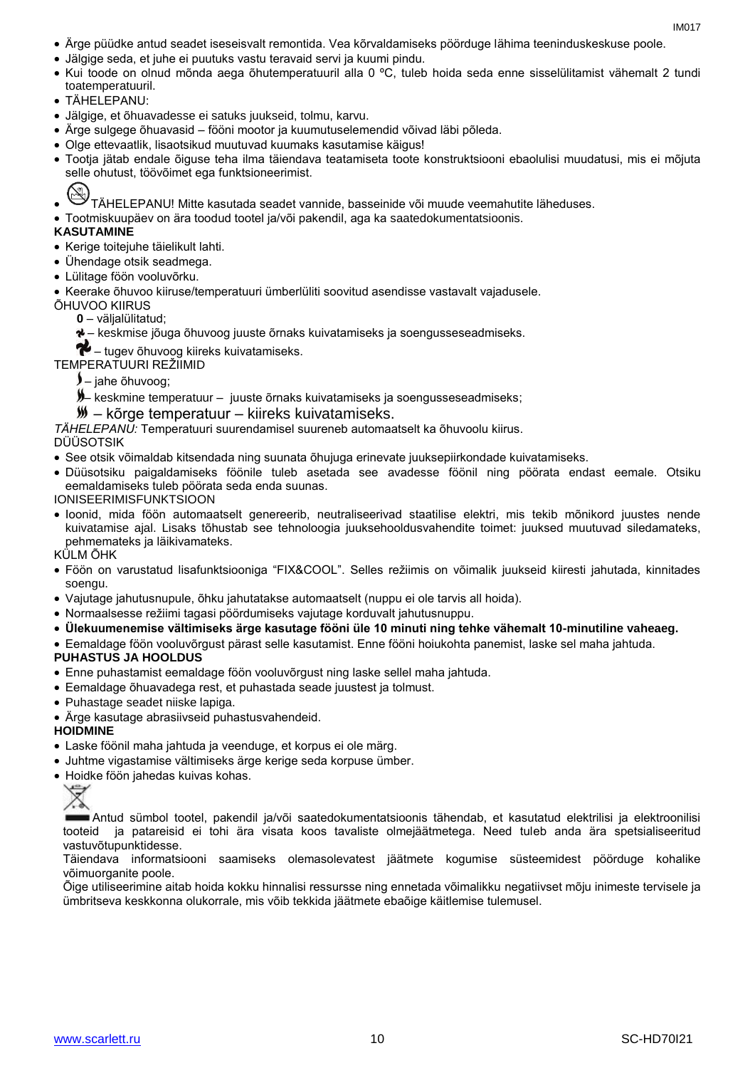- Ärge püüdke antud seadet iseseisvalt remontida. Vea kõrvaldamiseks pöörduge lähima teeninduskeskuse poole.
- Jälgige seda, et juhe ei puutuks vastu teravaid servi ja kuumi pindu.
- Kui toode on olnud mõnda aega õhutemperatuuril alla 0 ºC, tuleb hoida seda enne sisselülitamist vähemalt 2 tundi toatemperatuuril.
- TÄHELEPANU:
- Jälgige, et õhuavadesse ei satuks juukseid, tolmu, karvu.
- Ärge sulgege õhuavasid – fööni mootor ja kuumutuselemendid võivad läbi põleda.
- Olge ettevaatlik, lisaotsikud muutuvad kuumaks kasutamise käigus!
- Tootja jätab endale õiguse teha ilma täiendava teatamiseta toote konstruktsiooni ebaolulisi muudatusi, mis ei mõjuta selle ohutust, töövõimet ega funktsioneerimist.
- TÄHELEPANU! Mitte kasutada seadet vannide, basseinide või muude veemahutite läheduses.
- Tootmiskuupäev on ära toodud tootel ja/või pakendil, aga ka saatedokumentatsioonis.

**KASUTAMINE**

- Kerige toitejuhe täielikult lahti.
- Ühendage otsik seadmega.
- Lülitage föön vooluvõrku.
- Keerake õhuvoo kiiruse/temperatuuri ümberlüliti soovitud asendisse vastavalt vajadusele.

ÕHUVOO KIIRUS

**0** – väljalülitatud;

– keskmise jõuga õhuvoog juuste õrnaks kuivatamiseks ja soengusseseadmiseks.

– tugev õhuvoog kiireks kuivatamiseks.

TEMPERATUURI REŽIIMID

– jahe õhuvoog;

– keskmine temperatuur – juuste õrnaks kuivatamiseks ja soengusseseadmiseks;

– kõrge temperatuur – kiireks kuivatamiseks.

*TÄHELEPANU:* Temperatuuri suurendamisel suureneb automaatselt ka õhuvoolu kiirus.

DÜÜSOTSIK

- See otsik võimaldab kitsendada ning suunata õhujuga erinevate juuksepiirkondade kuivatamiseks.
- Düüsotsiku paigaldamiseks föönile tuleb asetada see avadesse föönil ning pöörata endast eemale. Otsiku eemaldamiseks tuleb pöörata seda enda suunas.

IONISEERIMISFUNKTSIOON

- Ioonid, mida föön automaatselt genereerib, neutraliseerivad staatilise elektri, mis tekib mõnikord juustes nende kuivatamise ajal. Lisaks tõhustab see tehnoloogia juuksehooldusvahendite toimet: juuksed muutuvad siledamateks, pehmemateks ja läikivamateks.

KÜLM ÕHK

- Föön on varustatud lisafunktsiooniga "FIX&COOL". Selles režiimis on võimalik juukseid kiiresti jahutada, kinnitades soengu.
- Vajutage jahutusnupule, õhku jahutatakse automaatselt (nuppu ei ole tarvis all hoida).
- Normaalsesse režiimi tagasi pöördumiseks vajutage korduvalt jahutusnuppu.
- **Ülekuumenemise vältimiseks ärge kasutage fööni üle 10 minuti ning tehke vähemalt 10-minutiline vaheaeg.**
- Eemaldage föön vooluvõrgust pärast selle kasutamist. Enne fööni hoiukohta panemist, laske sel maha jahtuda.

**PUHASTUS JA HOOLDUS**

- Enne puhastamist eemaldage föön vooluvõrgust ning laske sellel maha jahtuda.
- Eemaldage õhuavadega rest, et puhastada seade juustest ja tolmust.
- Puhastage seadet niiske lapiga.
- Ärge kasutage abrasiivseid puhastusvahendeid.

**HOIDMINE**

- Laske föönil maha jahtuda ja veenduge, et korpus ei ole märg.
- Juhtme vigastamise vältimiseks ärge kerige seda korpuse ümber.
- Hoidke föön jahedas kuivas kohas.

Antud sümbol tootel, pakendil ja/või saatedokumentatsioonis tähendab, et kasutatud elektrilisi ja elektroonilisi tooteid ja patareisid ei tohi ära visata koos tavaliste olmejäätmetega. Need tuleb anda ära spetsialiseeritud vastuvõtupunktidesse.

Täiendava informatsiooni saamiseks olemasolevatest jäätmete kogumise süsteemidest pöörduge kohalike võimuorganite poole.

Õige utiliseerimine aitab hoida kokku hinnalisi ressursse ning ennetada võimalikku negatiivset mõju inimeste tervisele ja ümbritseva keskkonna olukorrale, mis võib tekkida jäätmete ebaõige käitlemise tulemusel.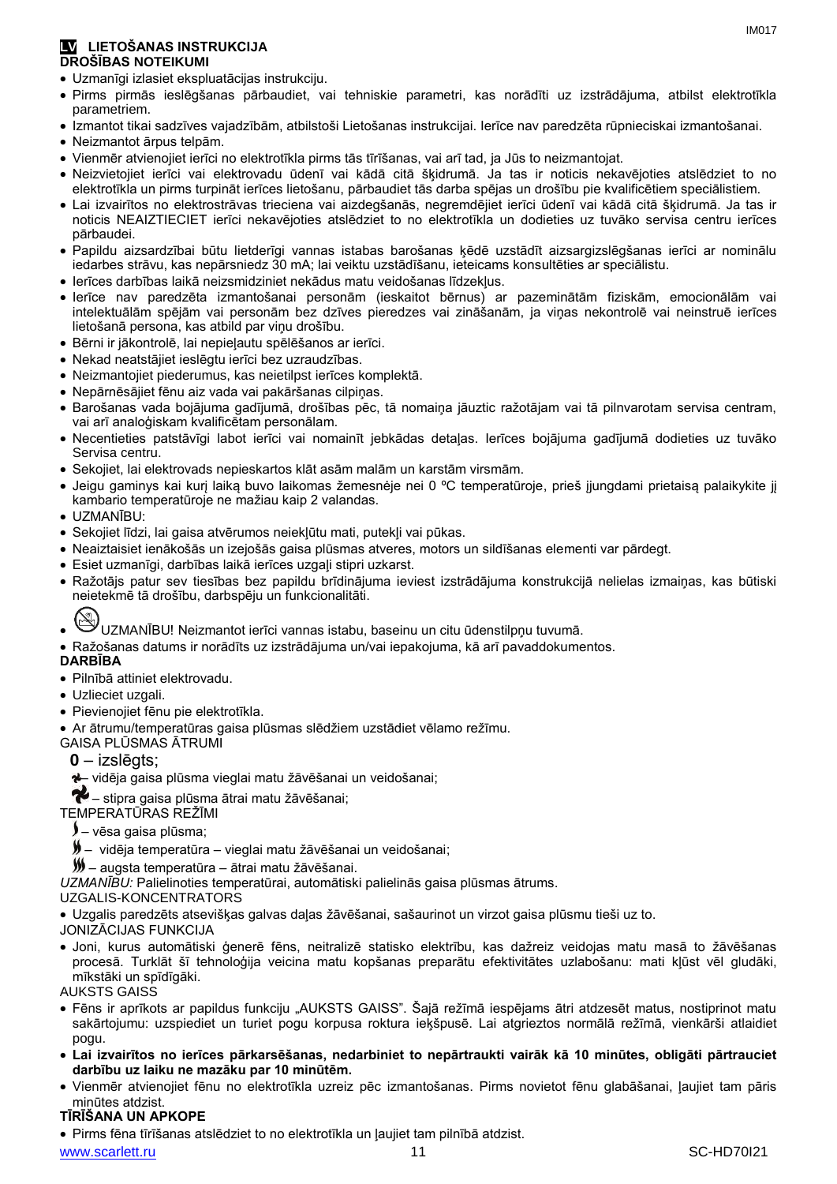## LV LIETOŠANAS INSTRUKCIJA

### DROŠĪBAS NOTEIKUMI

- Uzmanīgi izlasiet ekspluatācijas instrukciju.
- Pirms pirmās ieslēgšanas pārbaudiet, vai tehniskie parametri, kas norādīti uz izstrādājuma, atbilst elektrotīkla parametriem.
- Izmantot tikai sadzīves vajadzībām, atbilstoši Lietošanas instrukcijai. Ierīce nav paredzēta rūpnieciskai izmantošanai.
- Neizmantot ārpus telpām.
- Vienmēr atvienojiet ierīci no elektrotīkla pirms tās tīrīšanas, vai arī tad, ja Jūs to neizmantojat.
- Neizvietojiet ierīci vai elektrovadu ūdenī vai kādā citā šķidrumā. Ja tas ir noticis nekavējoties atslēdziet to no elektrotīkla un pirms turpināt ierīces lietošanu, pārbaudiet tās darba spējas un drošību pie kvalificētiem speciālistiem.
- Lai izvairītos no elektrostrāvas trieciena vai aizdegšanās, negremdējiet ierīci ūdenī vai kādā citā šķidrumā. Ja tas ir noticis NEAIZTIECIET ierīci nekavējoties atslēdziet to no elektrotīkla un dodieties uz tuvāko servisa centru ierīces pārbaudei.
- Papildu aizsardzībai būtu lietderīgi vannas istabas barošanas ķēdē uzstādīt aizsargizslēgšanas ierīci ar nominālu iedarbes strāvu, kas nepārsniedz 30 mA; lai veiktu uzstādīšanu, ieteicams konsultēties ar speciālistu.
- Ierīces darbības laikā neizsmidziniet nekādus matu veidošanas līdzekļus.
- Ierīce nav paredzēta izmantošanai personām (ieskaitot bērnus) ar pazeminātām fiziskām, emocionālām vai intelektuālām spējām vai personām bez dzīves pieredzes vai zināšanām, ja viņas nekontrolē vai neinstruē ierīces lietošanā persona, kas atbild par viņu drošību.
- Bērni ir jākontrolē, lai nepieļautu spēlēšanos ar ierīci.
- Nekad neatstājiet ieslēgtu ierīci bez uzraudzības.
- Neizmantojiet piederumus, kas neietilpst ierīces komplektā.
- Nepārnēsājiet fēnu aiz vada vai pakāršanas cilpiņas.
- Barošanas vada bojājuma gadījumā, drošības pēc, tā nomaiņa jāuztic ražotājam vai tā pilnvarotam servisa centram, vai arī analoģiskam kvalificētam personālam.
- Necentieties patstāvīgi labot ierīci vai nomainīt jebkādas detaļas. Ierīces bojājuma gadījumā dodieties uz tuvāko Servisa centru.
- Sekojiet, lai elektrovads nepieskartos klāt asām malām un karstām virsmām.
- Jeigu gaminys kai kurį laiką buvo laikomas žemesnėje nei 0 ºC temperatūroje, prieš įjungdami prietaisą palaikykite jį kambario temperatūroje ne mažiau kaip 2 valandas.
- UZMANĪBU:
- Sekojiet līdzi, lai gaisa atvērumos neiekļūtu mati, putekļi vai pūkas.
- Neaiztaisiet ienākošās un izejošās gaisa plūsmas atveres, motors un sildīšanas elementi var pārdegt.
- Esiet uzmanīgi, darbības laikā ierīces uzgaļi stipri uzkarst.
- Ražotājs patur sev tiesības bez papildu brīdinājuma ieviest izstrādājuma konstrukcijā nelielas izmaiņas, kas būtiski neietekmē tā drošību, darbspēju un funkcionalitāti.
- UZMANĪBU! Neizmantot ierīci vannas istabu, baseinu un citu ūdenstilpņu tuvumā.
- Ražošanas datums ir norādīts uz izstrādājuma un/vai iepakojuma, kā arī pavaddokumentos.

### DARBĪBA

- Pilnībā attiniet elektrovadu.
- Uzlieciet uzgali.
- Pievienojiet fēnu pie elektrotīkla.
- Ar ātrumu/temperatūras gaisa plūsmas slēdžiem uzstādiet vēlamo režīmu.

GAISA PLŪSMAS ĀTRUMI

**0** – izslēgts;

– vidēja gaisa plūsma vieglai matu žāvēšanai un veidošanai;

– stipra gaisa plūsma ātrai matu žāvēšanai;

TEMPERATŪRAS REŽĪMI

– vēsa gaisa plūsma;

– vidēja temperatūra – vieglai matu žāvēšanai un veidošanai;

– augsta temperatūra – ātrai matu žāvēšanai.

*UZMANĪBU:* Palielinoties temperatūrai, automātiski palielinās gaisa plūsmas ātrums.

UZGALIS-KONCENTRATORS

- Uzgalis paredzēts atsevišķas galvas daļas žāvēšanai, sašaurinot un virzot gaisa plūsmu tieši uz to.

JONIZĀCIJAS FUNKCIJA

- Joni, kurus automātiski ģenerē fēns, neitralizē statisko elektrību, kas dažreiz veidojas matu masā to žāvēšanas procesā. Turklāt šī tehnoloģija veicina matu kopšanas preparātu efektivitātes uzlabošanu: mati kļūst vēl gludāki, mīkstāki un spīdīgāki.

AUKSTS GAISS

- Fēns ir aprīkots ar papildus funkciju „AUKSTS GAISS". Šajā režīmā iespējams ātri atdzesēt matus, nostiprinot matu sakārtojumu: uzspiediet un turiet pogu korpusa roktura iekšpusē. Lai atgrieztos normālā režīmā, vienkārši atlaidiet pogu.
- **Lai izvairītos no ierīces pārkarsēšanas, nedarbiniet to nepārtraukti vairāk kā 10 minūtes, obligāti pārtrauciet darbību uz laiku ne mazāku par 10 minūtēm.**
- Vienmēr atvienojiet fēnu no elektrotīkla uzreiz pēc izmantošanas. Pirms novietot fēnu glabāšanai, ļaujiet tam pāris minūtes atdzist.

### TĪRĪŠANA UN APKOPE

- Pirms fēna tīrīšanas atslēdziet to no elektrotīkla un ļaujiet tam pilnībā atdzist.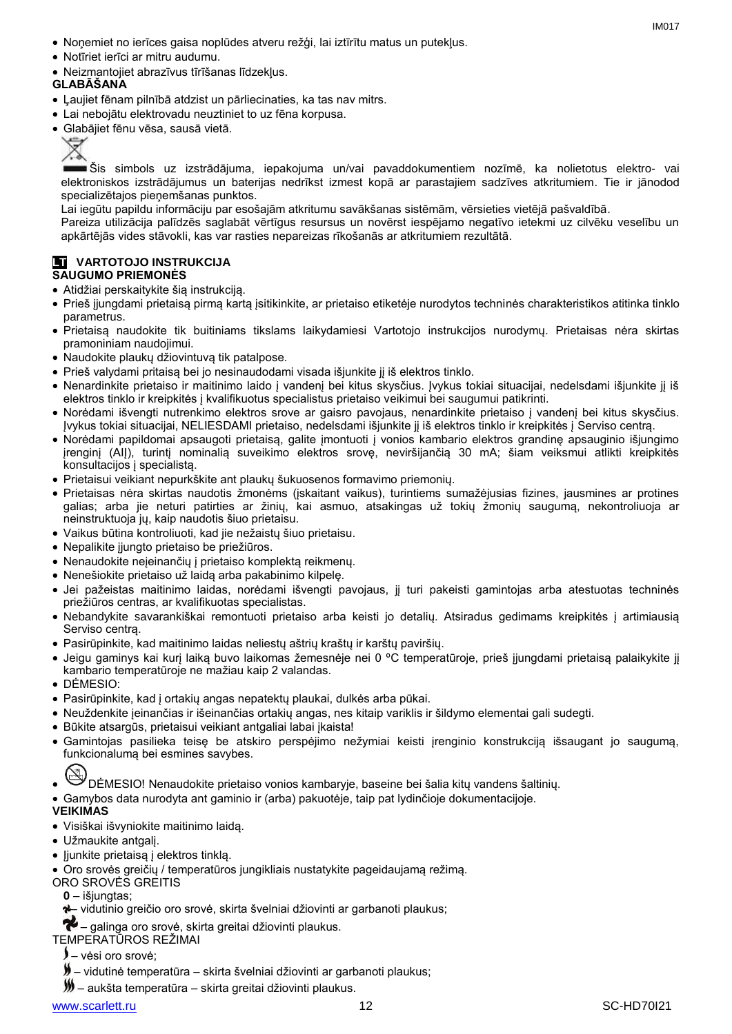- Noņemiet no ierīces gaisa noplūdes atveru režģi, lai iztīrītu matus un putekļus.
- Notīriet ierīci ar mitru audumu.
- Neizmantojiet abrazīvus tīrīšanas līdzekļus.

**GLABĀŠANA**

- Ļaujiet fēnam pilnībā atdzist un pārliecinaties, ka tas nav mitrs.
- Lai nebojātu elektrovadu neuztiniet to uz fēna korpusa.
- Glabājiet fēnu vēsa, sausā vietā.

Šis simbols uz izstrādājuma, iepakojuma un/vai pavaddokumentiem nozīmē, ka nolietotus elektro- vai elektroniskos izstrādājumus un baterijas nedrīkst izmest kopā ar parastajiem sadzīves atkritumiem. Tie ir jānodod specializētajos pieņemšanas punktos.

Lai iegūtu papildu informāciju par esošajām atkritumu savākšanas sistēmām, vērsieties vietējā pašvaldībā.

Pareiza utilizācija palīdzēs saglabāt vērtīgus resursus un novērst iespējamo negatīvo ietekmi uz cilvēku veselību un apkārtējās vides stāvokli, kas var rasties nepareizas rīkošanās ar atkritumiem rezultātā.

## LT VARTOTOJO INSTRUKCIJA

**SAUGUMO PRIEMONĖS**

- Atidžiai perskaitykite šią instrukciją.
- Prieš įjungdami prietaisą pirmą kartą įsitikinkite, ar prietaiso etiketėje nurodytos techninės charakteristikos atitinka tinklo parametrus.
- Prietaisą naudokite tik buitiniams tikslams laikydamiesi Vartotojo instrukcijos nurodymų. Prietaisas nėra skirtas pramoniniam naudojimui.
- Naudokite plaukų džiovintuvą tik patalpose.
- Prieš valydami pritaisą bei jo nesinaudodami visada išjunkite jį iš elektros tinklo.
- Nenardinkite prietaiso ir maitinimo laido į vandenį bei kitus skysčius. Įvykus tokiai situacijai, nedelsdami išjunkite jį iš elektros tinklo ir kreipkitės į kvalifikuotus specialistus prietaiso veikimui bei saugumui patikrinti.
- Norėdami išvengti nutrenkimo elektros srove ar gaisro pavojaus, nenardinkite prietaiso į vandenį bei kitus skysčius. Įvykus tokiai situacijai, NELIESDAMI prietaiso, nedelsdami išjunkite jį iš elektros tinklo ir kreipkitės į Serviso centrą.
- Norėdami papildomai apsaugoti prietaisą, galite įmontuoti į vonios kambario elektros grandinę apsauginio išjungimo įrenginį (AIĮ), turintį nominalią suveikimo elektros srovę, neviršijančią 30 mA; šiam veiksmui atlikti kreipkitės konsultacijos į specialistą.
- Prietaisui veikiant nepurkškite ant plaukų šukuosenos formavimo priemonių.
- Prietaisas nėra skirtas naudotis žmonėms (įskaitant vaikus), turintiems sumažėjusias fizines, jausmines ar protines galias; arba jie neturi patirties ar žinių, kai asmuo, atsakingas už tokių žmonių saugumą, nekontroliuoja ar neinstruktuoja jų, kaip naudotis šiuo prietaisu.
- Vaikus būtina kontroliuoti, kad jie nežaistų šiuo prietaisu.
- Nepalikite įjungto prietaiso be priežiūros.
- Nenaudokite neįeinančių į prietaiso komplektą reikmenų.
- Nenešiokite prietaiso už laidą arba pakabinimo kilpelę.
- Jei pažeistas maitinimo laidas, norėdami išvengti pavojaus, jį turi pakeisti gamintojas arba atestuotas techninės priežiūros centras, ar kvalifikuotas specialistas.
- Nebandykite savarankiškai remontuoti prietaiso arba keisti jo detalių. Atsiradus gedimams kreipkitės į artimiausią Serviso centrą.
- Pasirūpinkite, kad maitinimo laidas neliestų aštrių kraštų ir karštų paviršių.
- Jeigu gaminys kai kurį laiką buvo laikomas žemesnėje nei 0 ºC temperatūroje, prieš įjungdami prietaisą palaikykite jį kambario temperatūroje ne mažiau kaip 2 valandas.
- DĖMESIO:
- Pasirūpinkite, kad į ortakių angas nepatektų plaukai, dulkės arba pūkai.
- Neuždenkite įeinančias ir išeinančias ortakių angas, nes kitaip variklis ir šildymo elementai gali sudegti.
- Būkite atsargūs, prietaisui veikiant antgaliai labai įkaista!
- Gamintojas pasilieka teisę be atskiro perspėjimo nežymiai keisti įrenginio konstrukciją išsaugant jo saugumą, funkcionalumą bei esmines savybes.
- DĖMESIO! Nenaudokite prietaiso vonios kambaryje, baseine bei šalia kitų vandens šaltinių.
- Gamybos data nurodyta ant gaminio ir (arba) pakuotėje, taip pat lydinčioje dokumentacijoje.

**VEIKIMAS**

- Visiškai išvyniokite maitinimo laidą.
- Užmaukite antgalį.
- Įjunkite prietaisą į elektros tinklą.
- Oro srovės greičių / temperatūros jungikliais nustatykite pageidaujamą režimą.

ORO SROVĖS GREITIS

**0** – išjungtas;

– vidutinio greičio oro srovė, skirta švelniai džiovinti ar garbanoti plaukus;

– galinga oro srovė, skirta greitai džiovinti plaukus.

TEMPERATŪROS REŽIMAI

– vėsi oro srovė;

– vidutinė temperatūra – skirta švelniai džiovinti ar garbanoti plaukus;

– aukšta temperatūra – skirta greitai džiovinti plaukus.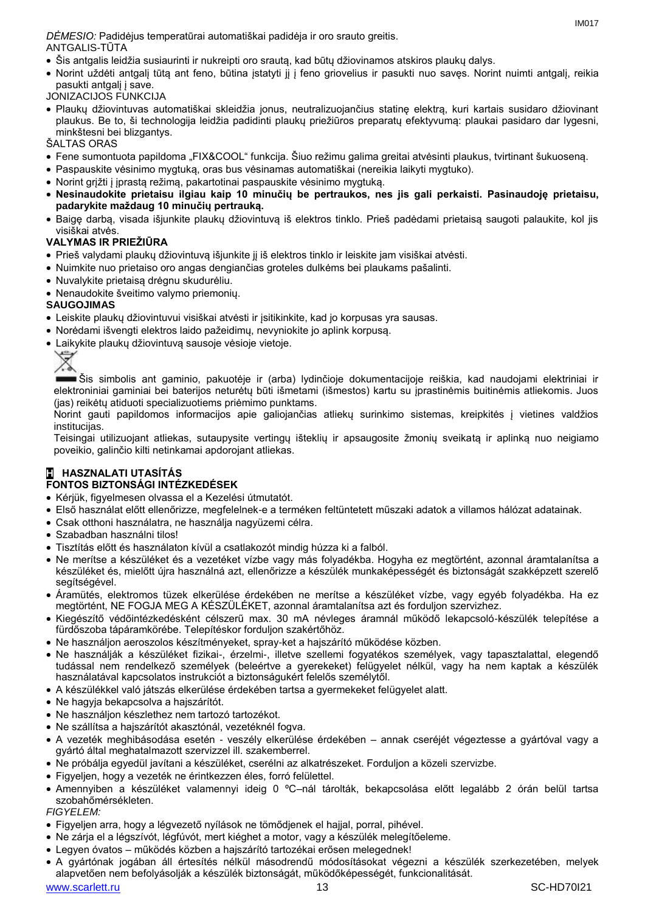*DĖMESIO:* Padidėjus temperatūrai automatiškai padidėja ir oro srauto greitis.

ANTGALIS-TŪTA

- Šis antgalis leidžia susiaurinti ir nukreipti oro srautą, kad būtų džiovinamos atskiros plaukų dalys.
- Norint uždėti antgalį tūtą ant feno, būtina įstatyti jį į feno griovelius ir pasukti nuo savęs. Norint nuimti antgalį, reikia pasukti antgalį į save.

JONIZACIJOS FUNKCIJA

- Plaukų džiovintuvas automatiškai skleidžia jonus, neutralizuojančius statinę elektrą, kuri kartais susidaro džiovinant plaukus. Be to, ši technologija leidžia padidinti plaukų priežiūros preparatų efektyvumą: plaukai pasidaro dar lygesni, minkštesni bei blizgantys.

ŠALTAS ORAS

- Fene sumontuota papildoma „FIX&COOL“ funkcija. Šiuo režimu galima greitai atvėsinti plaukus, tvirtinant šukuoseną.
- Paspauskite vėsinimo mygtuką, oras bus vėsinamas automatiškai (nereikia laikyti mygtuko).
- Norint grįžti į įprastą režimą, pakartotinai paspauskite vėsinimo mygtuką.
- **Nesinaudokite prietaisu ilgiau kaip 10 minučių be pertraukos, nes jis gali perkaisti. Pasinaudoję prietaisu, padarykite maždaug 10 minučių pertrauką.**
- Baigę darbą, visada išjunkite plaukų džiovintuvą iš elektros tinklo. Prieš padėdami prietaisą saugoti palaukite, kol jis visiškai atvės.

**VALYMAS IR PRIEŽIŪRA**

- Prieš valydami plaukų džiovintuvą išjunkite jį iš elektros tinklo ir leiskite jam visiškai atvėsti.
- Nuimkite nuo prietaiso oro angas dengiančias groteles dulkėms bei plaukams pašalinti.
- Nuvalykite prietaisą drėgnu skudurėliu.
- Nenaudokite šveitimo valymo priemonių.

**SAUGOJIMAS**

- Leiskite plaukų džiovintuvui visiškai atvėsti ir įsitikinkite, kad jo korpusas yra sausas.
- Norėdami išvengti elektros laido pažeidimų, nevyniokite jo aplink korpusą.
- Laikykite plaukų džiovintuvą sausoje vėsioje vietoje.

Šis simbolis ant gaminio, pakuotėje ir (arba) lydinčioje dokumentacijoje reiškia, kad naudojami elektriniai ir elektroniniai gaminiai bei baterijos neturėtų būti išmetami (išmestos) kartu su įprastinėmis buitinėmis atliekomis. Juos (jas) reikėtų atiduoti specializuotiems priėmimo punktams.

Norint gauti papildomos informacijos apie galiojančias atliekų surinkimo sistemas, kreipkitės į vietines valdžios institucijas.

Teisingai utilizuojant atliekas, sutaupysite vertingų išteklių ir apsaugosite žmonių sveikatą ir aplinką nuo neigiamo poveikio, galinčio kilti netinkamai apdorojant atliekas.

## H HASZNALATI UTASÍTÁS

**FONTOS BIZTONSÁGI INTÉZKEDÉSEK**

- Kérjük, figyelmesen olvassa el a Kezelési útmutatót.
- Első használat előtt ellenőrizze, megfelelnek-e a terméken feltüntetett műszaki adatok a villamos hálózat adatainak.
- Csak otthoni használatra, ne használja nagyüzemi célra.
- Szabadban használni tilos!
- Tisztítás előtt és használaton kívül a csatlakozót mindig húzza ki a falból.
- Ne merítse a készüléket és a vezetéket vízbe vagy más folyadékba. Hogyha ez megtörtént, azonnal áramtalanítsa a készüléket és, mielőtt újra használná azt, ellenőrizze a készülék munkaképességét és biztonságát szakképzett szerelő segítségével.
- Áramütés, elektromos tüzek elkerülése érdekében ne merítse a készüléket vízbe, vagy egyéb folyadékba. Ha ez megtörtént, NE FOGJA MEG A KÉSZÜLÉKET, azonnal áramtalanítsa azt és forduljon szervizhez.
- Kiegészítő védőintézkedésként célszerű max. 30 mA névleges áramnál működő lekapcsoló-készülék telepítése a fürdőszoba tápáramkörébe. Telepítéskor forduljon szakértőhöz.
- Ne használjon aeroszolos készítményeket, spray-ket a hajszárító működése közben.
- Ne használják a készüléket fizikai-, érzelmi-, illetve szellemi fogyatékos személyek, vagy tapasztalattal, elegendő tudással nem rendelkező személyek (beleértve a gyerekeket) felügyelet nélkül, vagy ha nem kaptak a készülék használatával kapcsolatos instrukciót a biztonságukért felelős személytől.
- A készülékkel való játszás elkerülése érdekében tartsa a gyermekeket felügyelet alatt.
- Ne hagyja bekapcsolva a hajszárítót.
- Ne használjon készlethez nem tartozó tartozékot.
- Ne szállítsa a hajszárítót akasztónál, vezetéknél fogva.
- A vezeték meghibásodása esetén - veszély elkerülése érdekében – annak cseréjét végeztesse a gyártóval vagy a gyártó által meghatalmazott szervizzel ill. szakemberrel.
- Ne próbálja egyedül javítani a készüléket, cserélni az alkatrészeket. Forduljon a közeli szervizbe.
- Figyeljen, hogy a vezeték ne érintkezzen éles, forró felülettel.
- Amennyiben a készüléket valamennyi ideig 0 ºC–nál tárolták, bekapcsolása előtt legalább 2 órán belül tartsa szobahőmérsékleten.

*FIGYELEM:*

- Figyeljen arra, hogy a légvezető nyílások ne tömődjenek el hajjal, porral, pihével.
- Ne zárja el a légszívót, légfúvót, mert kiéghet a motor, vagy a készülék melegítőeleme.
- Legyen óvatos – működés közben a hajszárító tartozékai erősen melegednek!
- A gyártónak jogában áll értesítés nélkül másodrendű módosításokat végezni a készülék szerkezetében, melyek alapvetően nem befolyásolják a készülék biztonságát, működőképességét, funkcionalitását.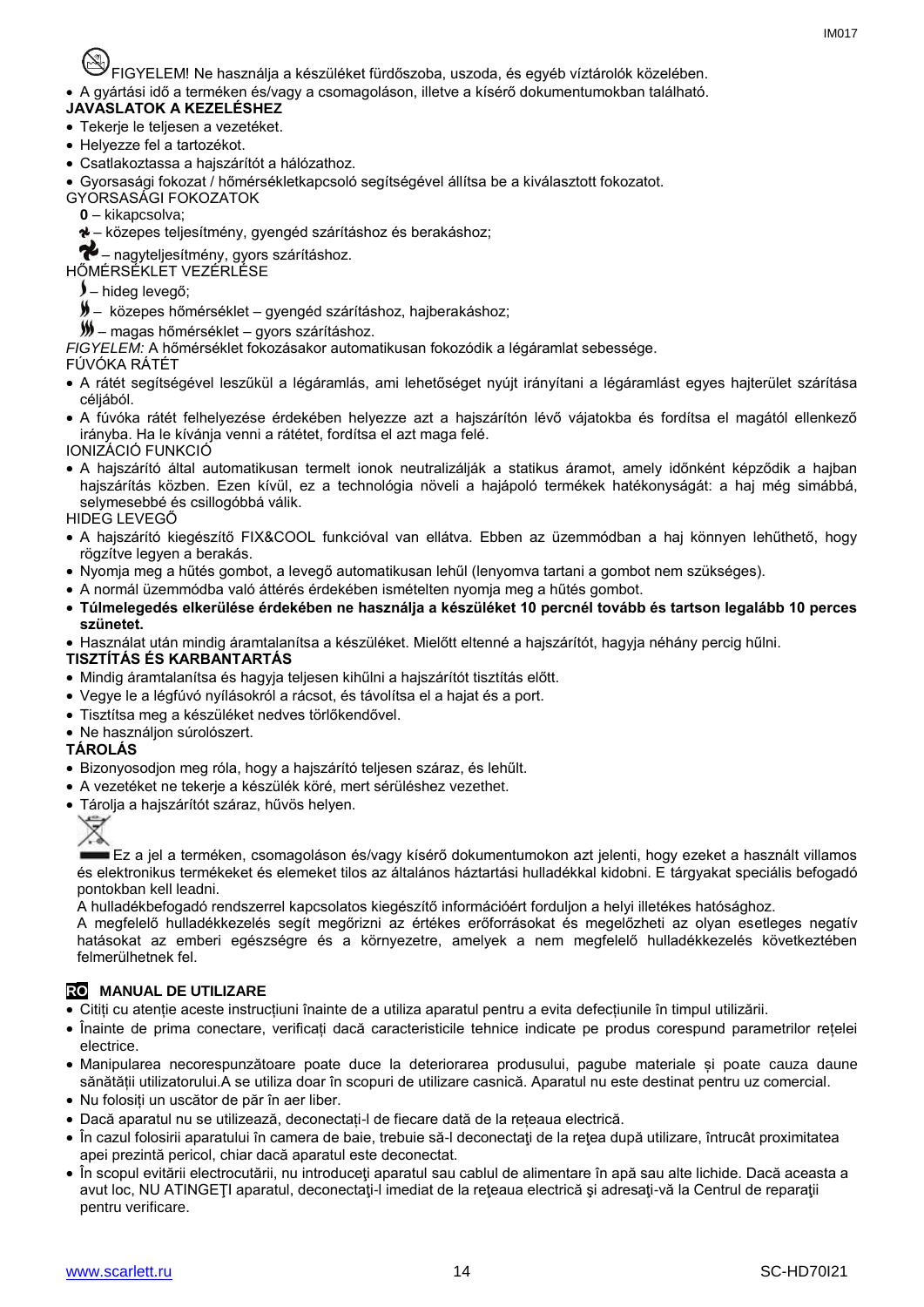FIGYELEM! Ne használja a készüléket fürdőszoba, uszoda, és egyéb víztárolók közelében.

- A gyártási idő a terméken és/vagy a csomagoláson, illetve a kísérő dokumentumokban található.

**JAVASLATOK A KEZELÉSHEZ**

- Tekerje le teljesen a vezetéket.
- Helyezze fel a tartozékot.
- Csatlakoztassa a hajszárítót a hálózathoz.
- Gyorsasági fokozat / hőmérsékletkapcsoló segítségével állítsa be a kiválasztott fokozatot.

GYORSASÁGI FOKOZATOK

**0** – kikapcsolva;

– közepes teljesítmény, gyengéd szárításhoz és berakáshoz;

– nagyteljesítmény, gyors szárításhoz.

HŐMÉRSÉKLET VEZÉRLÉSE

– hideg levegő;

– közepes hőmérséklet – gyengéd szárításhoz, hajberakáshoz;

– magas hőmérséklet – gyors szárításhoz.

*FIGYELEM:* A hőmérséklet fokozásakor automatikusan fokozódik a légáramlat sebessége.

FÚVÓKA RÁTÉT

- A rátét segítségével leszűkül a légáramlás, ami lehetőséget nyújt irányítani a légáramlást egyes hajterület szárítása céljából.
- A fúvóka rátét felhelyezése érdekében helyezze azt a hajszárítón lévő vájatokba és fordítsa el magától ellenkező irányba. Ha le kívánja venni a rátétet, fordítsa el azt maga felé.

IONIZÁCIÓ FUNKCIÓ

- A hajszárító által automatikusan termelt ionok neutralizálják a statikus áramot, amely időnként képződik a hajban hajszárítás közben. Ezen kívül, ez a technológia növeli a hajápoló termékek hatékonyságát: a haj még simábbá, selymesebbé és csillogóbbá válik.

HIDEG LEVEGŐ

- A hajszárító kiegészítő FIX&COOL funkcióval van ellátva. Ebben az üzemmódban a haj könnyen lehűthető, hogy rögzítve legyen a berakás.
- Nyomja meg a hűtés gombot, a levegő automatikusan lehűl (lenyomva tartani a gombot nem szükséges).
- A normál üzemmódba való áttérés érdekében ismételten nyomja meg a hűtés gombot.
- **Túlmelegedés elkerülése érdekében ne használja a készüléket 10 percnél tovább és tartson legalább 10 perces szünetet.**
- Használat után mindig áramtalanítsa a készüléket. Mielőtt eltenné a hajszárítót, hagyja néhány percig hűlni.

**TISZTÍTÁS ÉS KARBANTARTÁS**

- Mindig áramtalanítsa és hagyja teljesen kihűlni a hajszárítót tisztítás előtt.
- Vegye le a légfúvó nyílásokról a rácsot, és távolítsa el a hajat és a port.
- Tisztítsa meg a készüléket nedves törlőkendővel.
- Ne használjon súrolószert.

**TÁROLÁS**

- Bizonyosodjon meg róla, hogy a hajszárító teljesen száraz, és lehűlt.
- A vezetéket ne tekerje a készülék köré, mert sérüléshez vezethet.
- Tárolja a hajszárítót száraz, hűvös helyen.

Ez a jel a terméken, csomagoláson és/vagy kísérő dokumentumokon azt jelenti, hogy ezeket a használt villamos és elektronikus termékeket és elemeket tilos az általános háztartási hulladékkal kidobni. E tárgyakat speciális befogadó pontokban kell leadni.

A hulladékbefogadó rendszerrel kapcsolatos kiegészítő információért forduljon a helyi illetékes hatósághoz.

A megfelelő hulladékkezelés segít megőrizni az értékes erőforrásokat és megelőzheti az olyan esetleges negatív hatásokat az emberi egészségre és a környezetre, amelyek a nem megfelelő hulladékkezelés következtében felmerülhetnek fel.

## RO MANUAL DE UTILIZARE

- Citiți cu atenție aceste instrucțiuni înainte de a utiliza aparatul pentru a evita defecțiunile în timpul utilizării.
- Înainte de prima conectare, verificați dacă caracteristicile tehnice indicate pe produs corespund parametrilor rețelei electrice.
- Manipularea necorespunzătoare poate duce la deteriorarea produsului, pagube materiale și poate cauza daune sănătății utilizatorului.A se utiliza doar în scopuri de utilizare casnică. Aparatul nu este destinat pentru uz comercial.
- Nu folosiți un uscător de păr în aer liber.
- Dacă aparatul nu se utilizează, deconectați-l de fiecare dată de la rețeaua electrică.
- În cazul folosirii aparatului în camera de baie, trebuie să-l deconectaţi de la reţea după utilizare, întrucât proximitatea apei prezintă pericol, chiar dacă aparatul este deconectat.
- În scopul evitării electrocutării, nu introduceţi aparatul sau cablul de alimentare în apă sau alte lichide. Dacă aceasta a avut loc, NU ATINGEŢI aparatul, deconectaţi-l imediat de la reţeaua electrică şi adresaţi-vă la Centrul de reparaţii pentru verificare.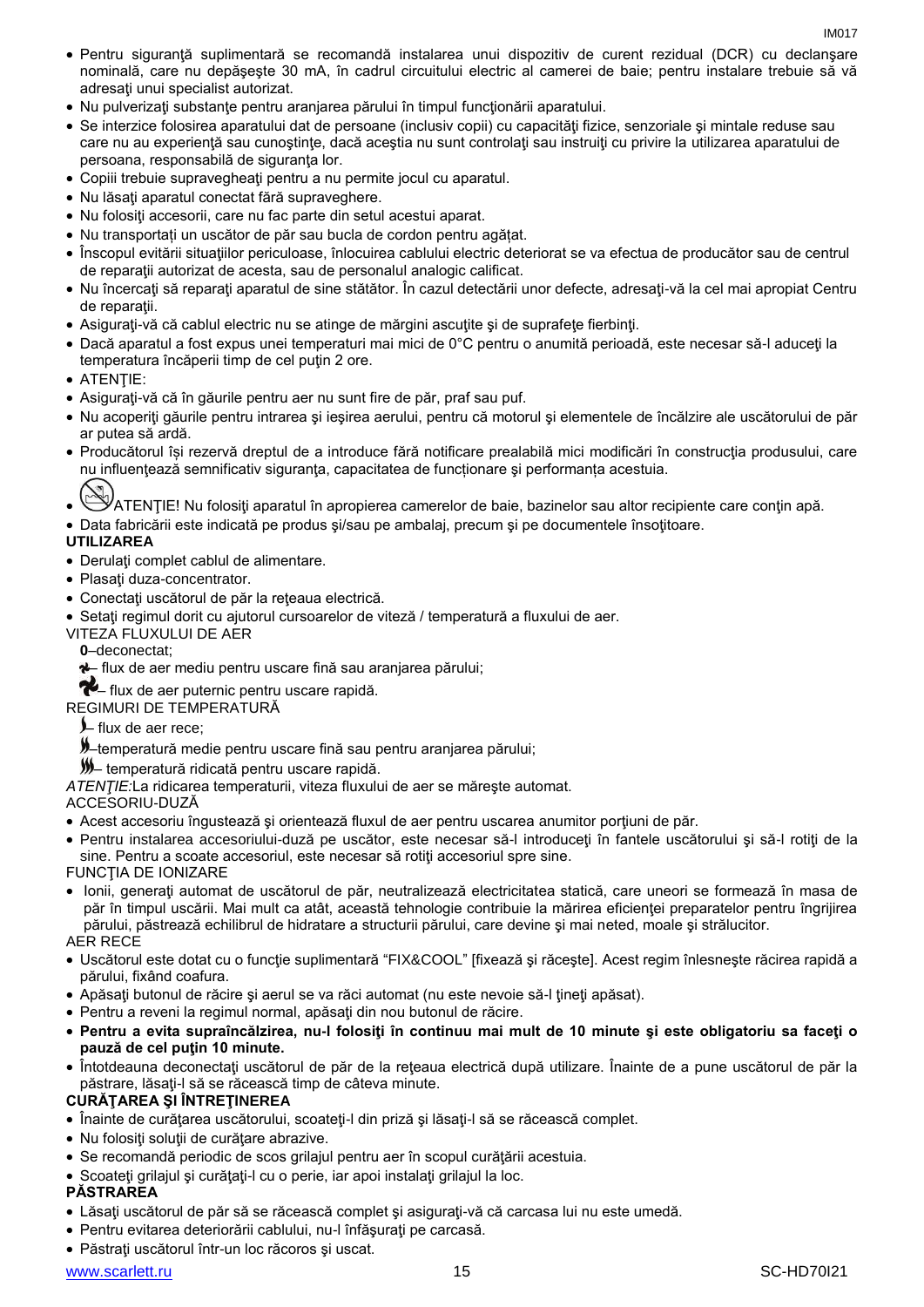- Pentru siguranţă suplimentară se recomandă instalarea unui dispozitiv de curent rezidual (DCR) cu declanşare nominală, care nu depăşeşte 30 mA, în cadrul circuitului electric al camerei de baie; pentru instalare trebuie să vă adresaţi unui specialist autorizat.
- Nu pulverizaţi substanţe pentru aranjarea părului în timpul funcţionării aparatului.
- Se interzice folosirea aparatului dat de persoane (inclusiv copii) cu capacităţi fizice, senzoriale şi mintale reduse sau care nu au experienţă sau cunoştinţe, dacă aceştia nu sunt controlaţi sau instruiţi cu privire la utilizarea aparatului de persoana, responsabilă de siguranţa lor.
- Copiii trebuie supravegheaţi pentru a nu permite jocul cu aparatul.
- Nu lăsaţi aparatul conectat fără supraveghere.
- Nu folosiţi accesorii, care nu fac parte din setul acestui aparat.
- Nu transportați un uscător de păr sau bucla de cordon pentru agățat.
- Înscopul evitării situaţiilor periculoase, înlocuirea cablului electric deteriorat se va efectua de producător sau de centrul de reparaţii autorizat de acesta, sau de personalul analogic calificat.
- Nu încercaţi să reparaţi aparatul de sine stătător. În cazul detectării unor defecte, adresaţi-vă la cel mai apropiat Centru de reparaţii.
- Asiguraţi-vă că cablul electric nu se atinge de mărgini ascuţite şi de suprafeţe fierbinţi.
- Dacă aparatul a fost expus unei temperaturi mai mici de 0°C pentru o anumită perioadă, este necesar să-l aduceţi la temperatura încăperii timp de cel puţin 2 ore.
- ATENŢIE:
- Asiguraţi-vă că în găurile pentru aer nu sunt fire de păr, praf sau puf.
- Nu acoperiţi găurile pentru intrarea şi ieşirea aerului, pentru că motorul şi elementele de încălzire ale uscătorului de păr ar putea să ardă.
- Producătorul își rezervă dreptul de a introduce fără notificare prealabilă mici modificări în construcţia produsului, care nu influenţează semnificativ siguranţa, capacitatea de funcţionare şi performanţa acestuia.
- ATENŢIE! Nu folosiţi aparatul în apropierea camerelor de baie, bazinelor sau altor recipiente care conţin apă.
- Data fabricării este indicată pe produs şi/sau pe ambalaj, precum şi pe documentele însoţitoare.

**UTILIZAREA**

- Derulaţi complet cablul de alimentare.
- Plasaţi duza-concentrator.
- Conectaţi uscătorul de păr la reţeaua electrică.
- Setaţi regimul dorit cu ajutorul cursoarelor de viteză / temperatură a fluxului de aer.

VITEZA FLUXULUI DE AER

**0**–deconectat;

– flux de aer mediu pentru uscare fină sau aranjarea părului;

– flux de aer puternic pentru uscare rapidă.

REGIMURI DE TEMPERATURĂ

– flux de aer rece;

–temperatură medie pentru uscare fină sau pentru aranjarea părului;

– temperatură ridicată pentru uscare rapidă.

*ATENŢIE:*La ridicarea temperaturii, viteza fluxului de aer se măreşte automat.

ACCESORIU-DUZĂ

- Acest accesoriu îngustează şi orientează fluxul de aer pentru uscarea anumitor porţiuni de păr.
- Pentru instalarea accesoriului-duză pe uscător, este necesar să-l introduceţi în fantele uscătorului şi să-l rotiţi de la sine. Pentru a scoate accesoriul, este necesar să rotiţi accesoriul spre sine.

FUNCŢIA DE IONIZARE

- Ionii, generaţi automat de uscătorul de păr, neutralizează electricitatea statică, care uneori se formează în masa de păr în timpul uscării. Mai mult ca atât, această tehnologie contribuie la mărirea eficienţei preparatelor pentru îngrijirea părului, păstrează echilibrul de hidratare a structurii părului, care devine şi mai neted, moale şi strălucitor.

AER RECE

- Uscătorul este dotat cu o funcţie suplimentară "FIX&COOL" [fixează şi răceşte]. Acest regim înlesneşte răcirea rapidă a părului, fixând coafura.
- Apăsaţi butonul de răcire şi aerul se va răci automat (nu este nevoie să-l ţineţi apăsat).
- Pentru a reveni la regimul normal, apăsaţi din nou butonul de răcire.
- **Pentru a evita supraîncălzirea, nu-l folosiţi în continuu mai mult de 10 minute şi este obligatoriu sa faceţi o pauză de cel puţin 10 minute.**
- Întotdeauna deconectaţi uscătorul de păr de la reţeaua electrică după utilizare. Înainte de a pune uscătorul de păr la păstrare, lăsaţi-l să se răcească timp de câteva minute.

**CURĂŢAREA ŞI ÎNTREŢINEREA**

- Înainte de curăţarea uscătorului, scoateţi-l din priză şi lăsaţi-l să se răcească complet.
- Nu folosiţi soluţii de curăţare abrazive.
- Se recomandă periodic de scos grilajul pentru aer în scopul curăţării acestuia.
- Scoateţi grilajul şi curăţaţi-l cu o perie, iar apoi instalaţi grilajul la loc.

**PĂSTRAREA**

- Lăsaţi uscătorul de păr să se răcească complet şi asiguraţi-vă că carcasa lui nu este umedă.
- Pentru evitarea deteriorării cablului, nu-l înfăşuraţi pe carcasă.
- Păstraţi uscătorul într-un loc răcoros şi uscat.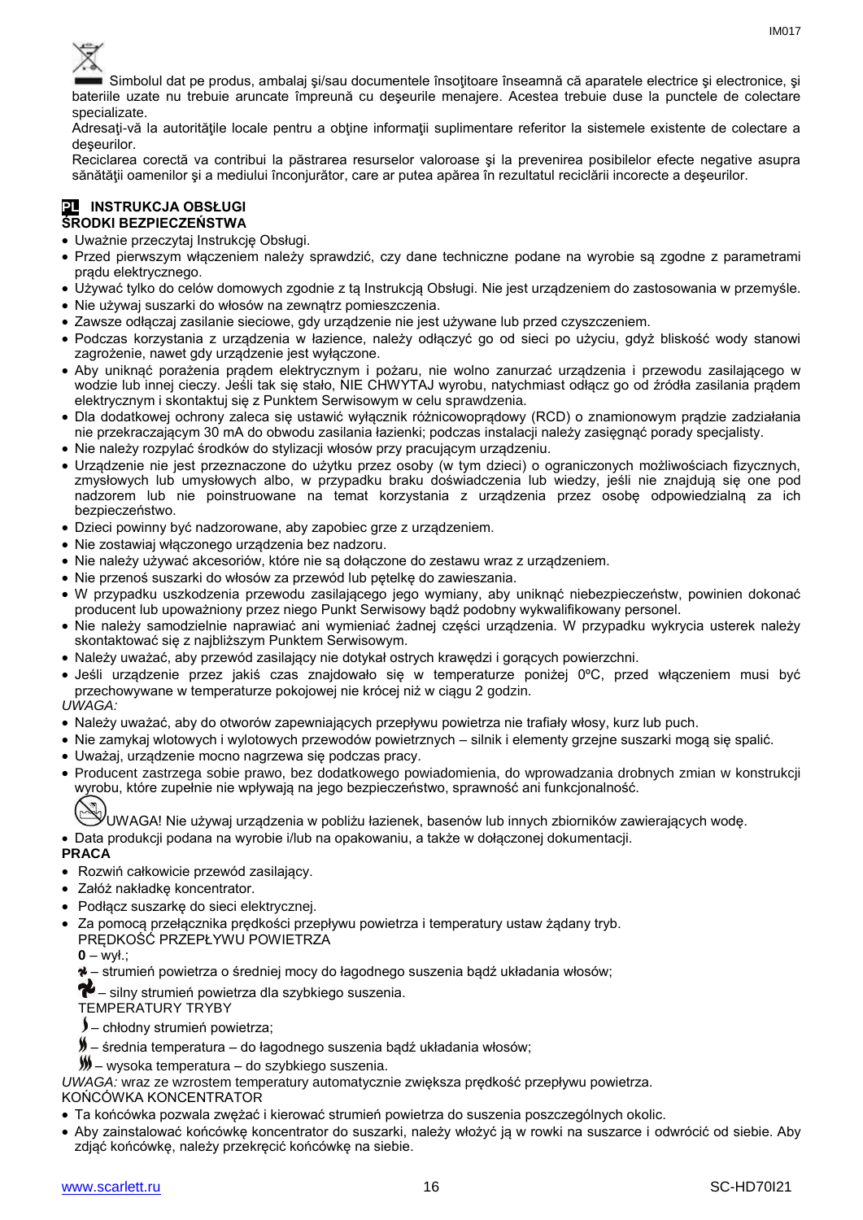Simbolul dat pe produs, ambalaj şi/sau documentele însoţitoare înseamnă că aparatele electrice şi electronice, şi bateriile uzate nu trebuie aruncate împreună cu deşeurile menajere. Acestea trebuie duse la punctele de colectare specializate.

Adresaţi-vă la autorităţile locale pentru a obţine informaţii suplimentare referitor la sistemele existente de colectare a deşeurilor.

Reciclarea corectă va contribui la păstrarea resurselor valoroase şi la prevenirea posibilelor efecte negative asupra sănătăţii oamenilor şi a mediului înconjurător, care ar putea apărea în rezultatul reciclării incorecte a deşeurilor.

## PL INSTRUKCJA OBSŁUGI

### ŚRODKI BEZPIECZEŃSTWA

- Uważnie przeczytaj Instrukcję Obsługi.
- Przed pierwszym włączeniem należy sprawdzić, czy dane techniczne podane na wyrobie są zgodne z parametrami prądu elektrycznego.
- Używać tylko do celów domowych zgodnie z tą Instrukcją Obsługi. Nie jest urządzeniem do zastosowania w przemyśle.
- Nie używaj suszarki do włosów na zewnątrz pomieszczenia.
- Zawsze odłączaj zasilanie sieciowe, gdy urządzenie nie jest używane lub przed czyszczeniem.
- Podczas korzystania z urządzenia w łazience, należy odłączyć go od sieci po użyciu, gdyż bliskość wody stanowi zagrożenie, nawet gdy urządzenie jest wyłączone.
- Aby uniknąć porażenia prądem elektrycznym i pożaru, nie wolno zanurzać urządzenia i przewodu zasilającego w wodzie lub innej cieczy. Jeśli tak się stało, NIE CHWYTAJ wyrobu, natychmiast odłącz go od źródła zasilania prądem elektrycznym i skontaktuj się z Punktem Serwisowym w celu sprawdzenia.
- Dla dodatkowej ochrony zaleca się ustawić wyłącznik różnicowoprądowy (RCD) o znamionowym prądzie zadziałania nie przekraczającym 30 mA do obwodu zasilania łazienki; podczas instalacji należy zasięgnąć porady specjalisty.
- Nie należy rozpylać środków do stylizacji włosów przy pracującym urządzeniu.
- Urządzenie nie jest przeznaczone do użytku przez osoby (w tym dzieci) o ograniczonych możliwościach fizycznych, zmysłowych lub umysłowych albo, w przypadku braku doświadczenia lub wiedzy, jeśli nie znajdują się one pod nadzorem lub nie poinstruowane na temat korzystania z urządzenia przez osobę odpowiedzialną za ich bezpieczeństwo.
- Dzieci powinny być nadzorowane, aby zapobiec grze z urządzeniem.
- Nie zostawiaj włączonego urządzenia bez nadzoru.
- Nie należy używać akcesoriów, które nie są dołączone do zestawu wraz z urządzeniem.
- Nie przenoś suszarki do włosów za przewód lub pętelkę do zawieszania.
- W przypadku uszkodzenia przewodu zasilającego jego wymiany, aby uniknąć niebezpieczeństw, powinien dokonać producent lub upoważniony przez niego Punkt Serwisowy bądź podobny wykwalifikowany personel.
- Nie należy samodzielnie naprawiać ani wymieniać żadnej części urządzenia. W przypadku wykrycia usterek należy skontaktować się z najbliższym Punktem Serwisowym.
- Należy uważać, aby przewód zasilający nie dotykał ostrych krawędzi i gorących powierzchni.
- Jeśli urządzenie przez jakiś czas znajdowało się w temperaturze poniżej 0ºC, przed włączeniem musi być przechowywane w temperaturze pokojowej nie krócej niż w ciągu 2 godzin.

*UWAGA:*

- Należy uważać, aby do otworów zapewniających przepływu powietrza nie trafiały włosy, kurz lub puch.
- Nie zamykaj wlotowych i wylotowych przewodów powietrznych – silnik i elementy grzejne suszarki mogą się spalić.
- Uważaj, urządzenie mocno nagrzewa się podczas pracy.
- Producent zastrzega sobie prawo, bez dodatkowego powiadomienia, do wprowadzania drobnych zmian w konstrukcji wyrobu, które zupełnie nie wpływają na jego bezpieczeństwo, sprawność ani funkcjonalność.

UWAGA! Nie używaj urządzenia w pobliżu łazienek, basenów lub innych zbiorników zawierających wodę.

- Data produkcji podana na wyrobie i/lub na opakowaniu, a także w dołączonej dokumentacji.

### PRACA

- Rozwiń całkowicie przewód zasilający.
- Załóż nakładkę koncentrator.
- Podłącz suszarkę do sieci elektrycznej.
- Za pomocą przełącznika prędkości przepływu powietrza i temperatury ustaw żądany tryb.

PRĘDKOŚĆ PRZEPŁYWU POWIETRZA

**0** – wył.;

– strumień powietrza o średniej mocy do łagodnego suszenia bądź układania włosów;

– silny strumień powietrza dla szybkiego suszenia.

TEMPERATURY TRYBY

– chłodny strumień powietrza;

– średnia temperatura – do łagodnego suszenia bądź układania włosów;

– wysoka temperatura – do szybkiego suszenia.

*UWAGA:* wraz ze wzrostem temperatury automatycznie zwiększa prędkość przepływu powietrza.

KOŃCÓWKA KONCENTRATOR

- Ta końcówka pozwala zwężać i kierować strumień powietrza do suszenia poszczególnych okolic.
- Aby zainstalować końcówkę koncentrator do suszarki, należy włożyć ją w rowki na suszarce i odwrócić od siebie. Aby zdjąć końcówkę, należy przekręcić końcówkę na siebie.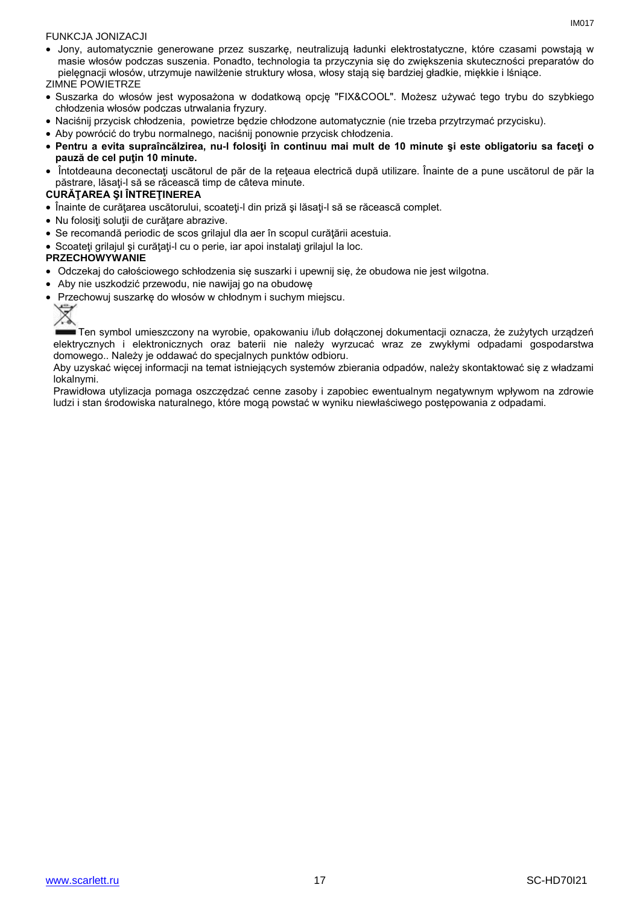FUNKCJA JONIZACJI

- Jony, automatycznie generowane przez suszarkę, neutralizują ładunki elektrostatyczne, które czasami powstają w masie włosów podczas suszenia. Ponadto, technologia ta przyczynia się do zwiększenia skuteczności preparatów do pielęgnacji włosów, utrzymuje nawilżenie struktury włosa, włosy stają się bardziej gładkie, miękkie i lśniące.

ZIMNE POWIETRZE

- Suszarka do włosów jest wyposażona w dodatkową opcję "FIX&COOL". Możesz używać tego trybu do szybkiego chłodzenia włosów podczas utrwalania fryzury.
- Naciśnij przycisk chłodzenia, powietrze będzie chłodzone automatycznie (nie trzeba przytrzymać przycisku).
- Aby powrócić do trybu normalnego, naciśnij ponownie przycisk chłodzenia.
- **Pentru a evita supraîncălzirea, nu-l folosiţi în continuu mai mult de 10 minute şi este obligatoriu sa faceţi o pauză de cel puţin 10 minute.**
- Întotdeauna deconectaţi uscătorul de păr de la reţeaua electrică după utilizare. Înainte de a pune uscătorul de păr la păstrare, lăsaţi-l să se răcească timp de câteva minute.

**CURĂŢAREA ŞI ÎNTREŢINEREA**

- Înainte de curăţarea uscătorului, scoateţi-l din priză şi lăsaţi-l să se răcească complet.
- Nu folosiţi soluţii de curăţare abrazive.
- Se recomandă periodic de scos grilajul dla aer în scopul curăţării acestuia.
- Scoateţi grilajul şi curăţaţi-l cu o perie, iar apoi instalaţi grilajul la loc.

**PRZECHOWYWANIE**

- Odczekaj do całościowego schłodzenia się suszarki i upewnij się, że obudowa nie jest wilgotna.
- Aby nie uszkodzić przewodu, nie nawijaj go na obudowę
- Przechowuj suszarkę do włosów w chłodnym i suchym miejscu.

Ten symbol umieszczony na wyrobie, opakowaniu i/lub dołączonej dokumentacji oznacza, że zużytych urządzeń elektrycznych i elektronicznych oraz baterii nie należy wyrzucać wraz ze zwykłymi odpadami gospodarstwa domowego.. Należy je oddawać do specjalnych punktów odbioru.

Aby uzyskać więcej informacji na temat istniejących systemów zbierania odpadów, należy skontaktować się z władzami lokalnymi.

Prawidłowa utylizacja pomaga oszczędzać cenne zasoby i zapobiec ewentualnym negatywnym wpływom na zdrowie ludzi i stan środowiska naturalnego, które mogą powstać w wyniku niewłaściwego postępowania z odpadami.